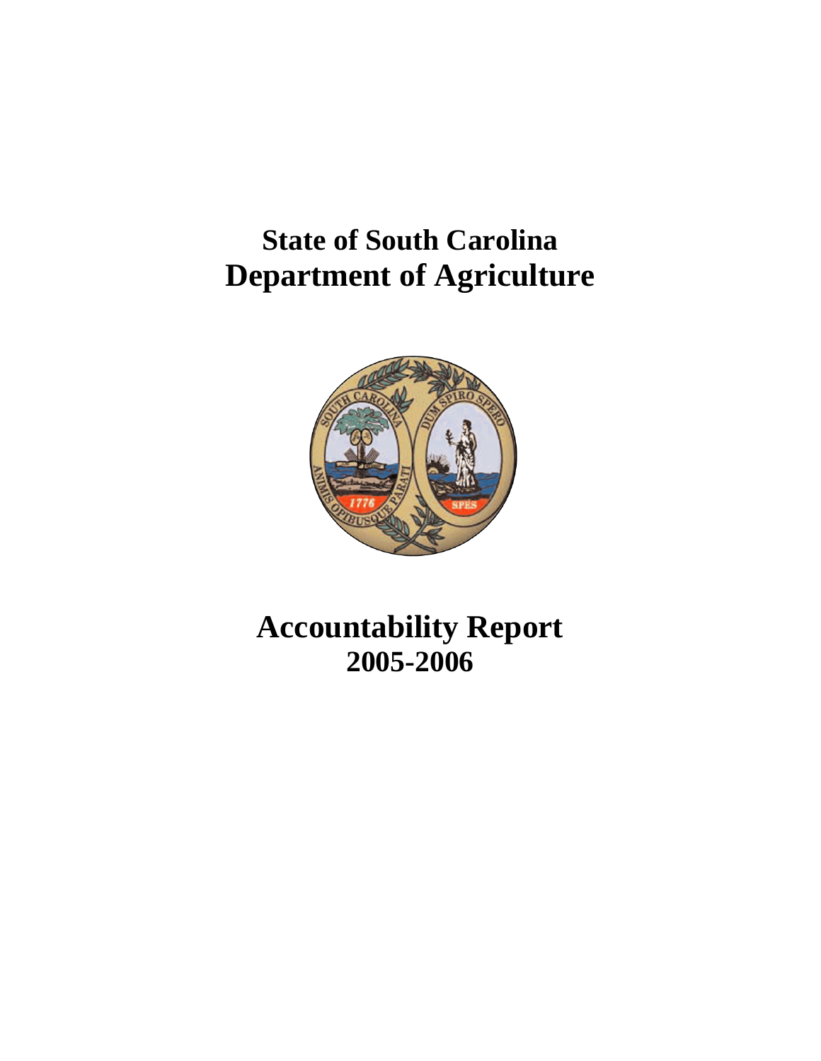# State of South Carolina
# Department of Agriculture

# Accountability Report
## 2005-2006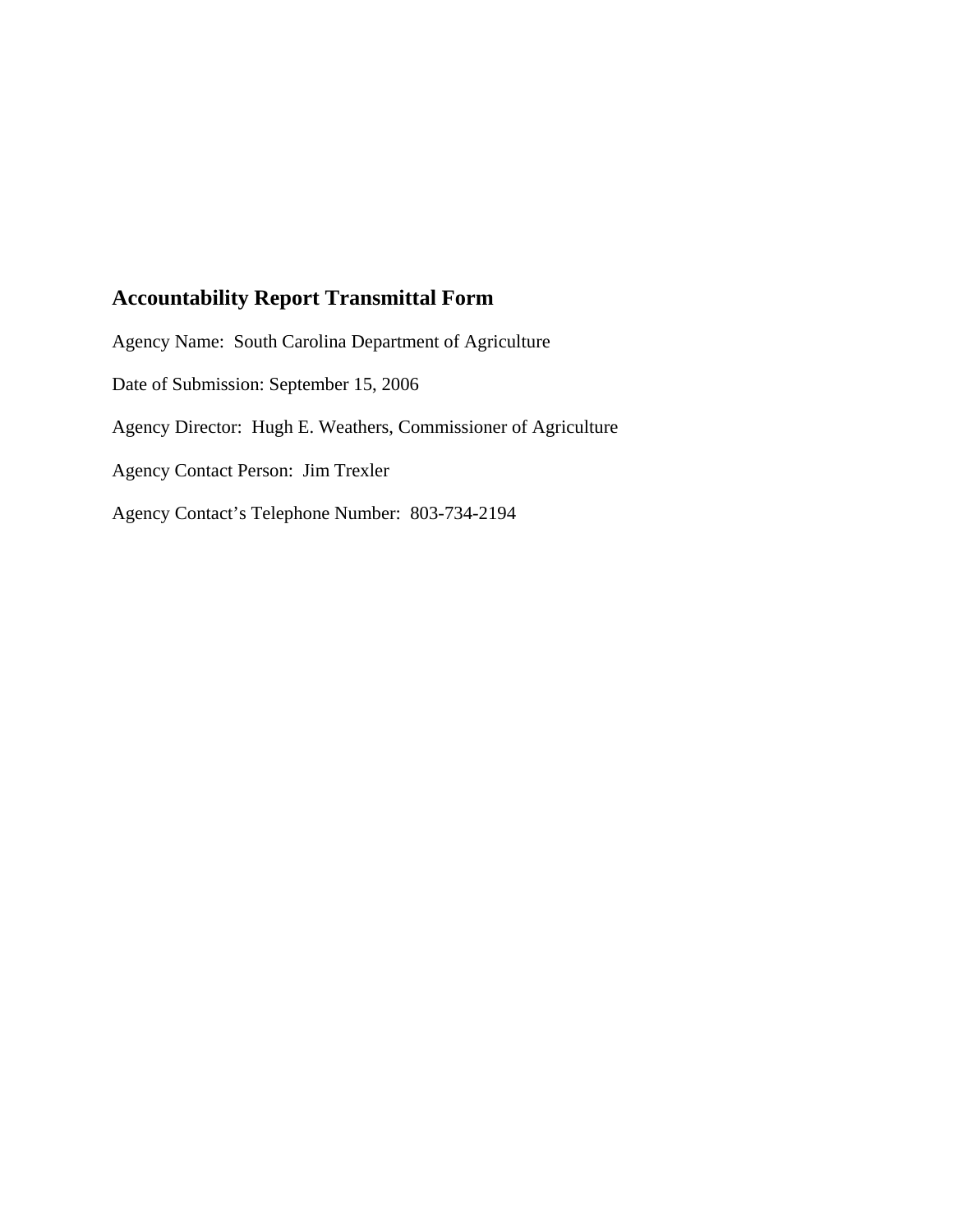## Accountability Report Transmittal Form

Agency Name: South Carolina Department of Agriculture

Date of Submission: September 15, 2006

Agency Director: Hugh E. Weathers, Commissioner of Agriculture

Agency Contact Person: Jim Trexler

Agency Contact's Telephone Number: 803-734-2194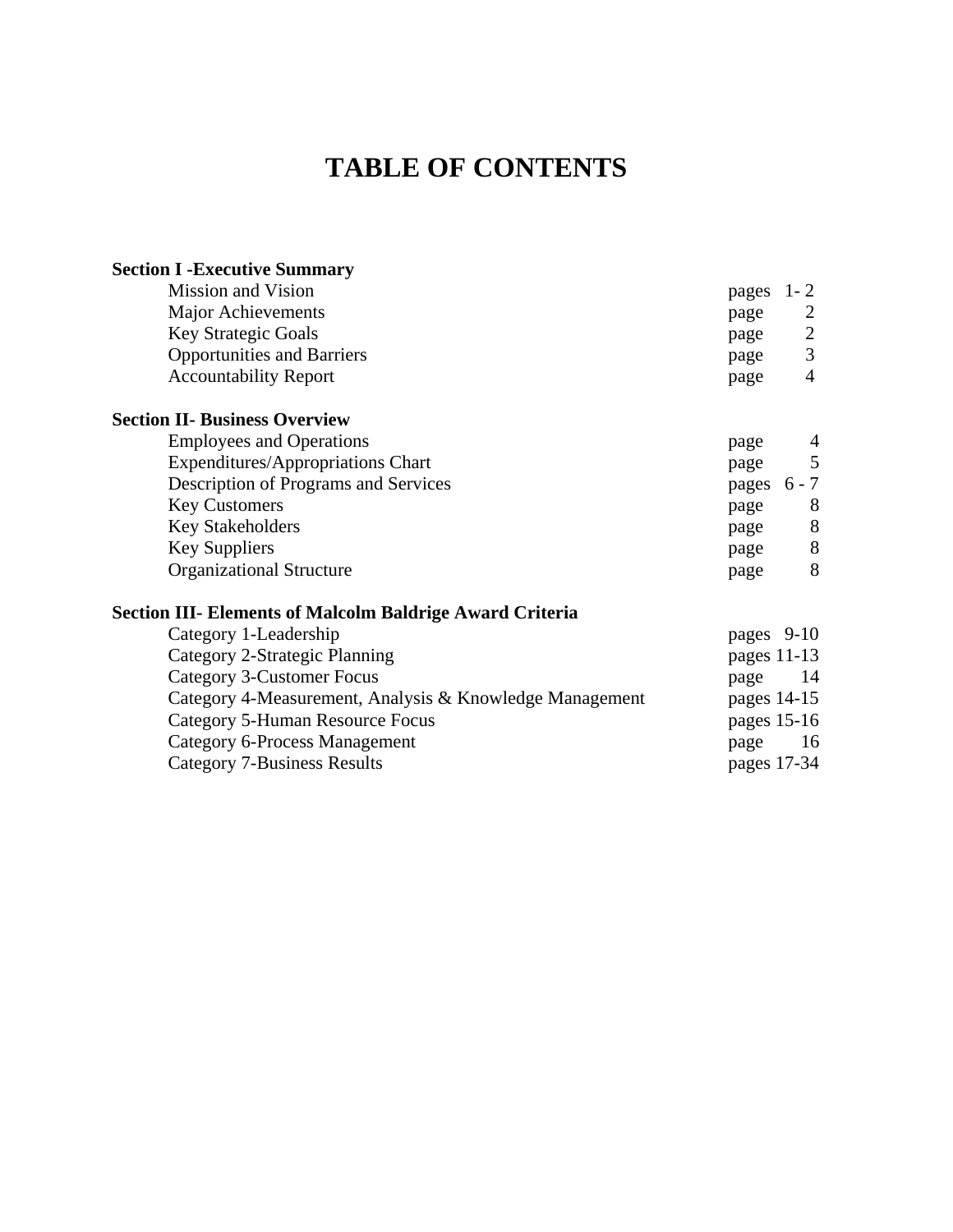# TABLE OF CONTENTS

| | |
|---|---|
| **Section I -Executive Summary** | |
| Mission and Vision | pages 1- 2 |
| Major Achievements | page 2 |
| Key Strategic Goals | page 2 |
| Opportunities and Barriers | page 3 |
| Accountability Report | page 4 |
| **Section II- Business Overview** | |
| Employees and Operations | page 4 |
| Expenditures/Appropriations Chart | page 5 |
| Description of Programs and Services | pages 6 - 7 |
| Key Customers | page 8 |
| Key Stakeholders | page 8 |
| Key Suppliers | page 8 |
| Organizational Structure | page 8 |
| **Section III- Elements of Malcolm Baldrige Award Criteria** | |
| Category 1-Leadership | pages 9-10 |
| Category 2-Strategic Planning | pages 11-13 |
| Category 3-Customer Focus | page 14 |
| Category 4-Measurement, Analysis & Knowledge Management | pages 14-15 |
| Category 5-Human Resource Focus | pages 15-16 |
| Category 6-Process Management | page 16 |
| Category 7-Business Results | pages 17-34 |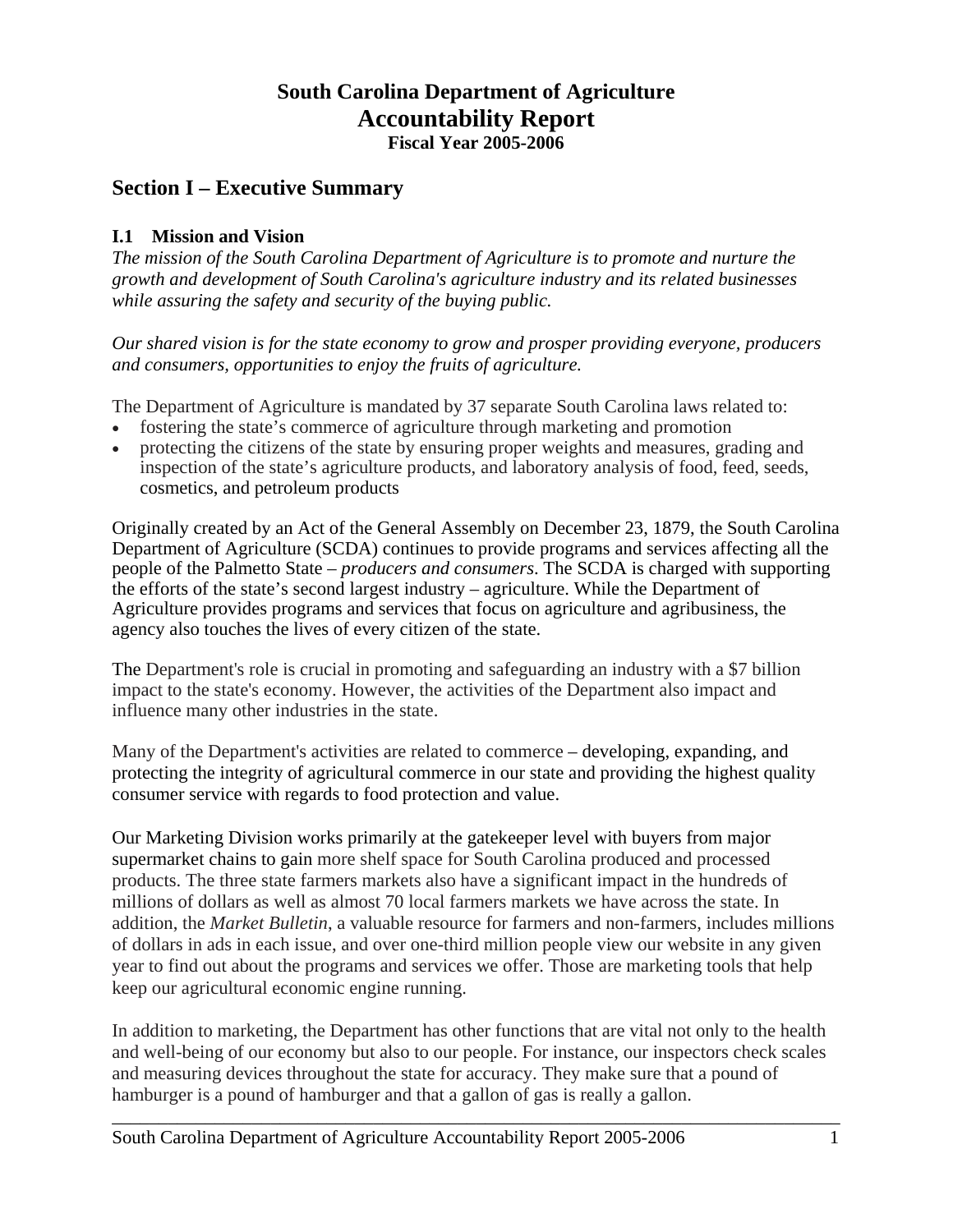# South Carolina Department of Agriculture
# Accountability Report
### Fiscal Year 2005-2006

## Section I – Executive Summary

### I.1 Mission and Vision

*The mission of the South Carolina Department of Agriculture is to promote and nurture the growth and development of South Carolina's agriculture industry and its related businesses while assuring the safety and security of the buying public.*

*Our shared vision is for the state economy to grow and prosper providing everyone, producers and consumers, opportunities to enjoy the fruits of agriculture.*

The Department of Agriculture is mandated by 37 separate South Carolina laws related to:

- fostering the state's commerce of agriculture through marketing and promotion
- protecting the citizens of the state by ensuring proper weights and measures, grading and inspection of the state's agriculture products, and laboratory analysis of food, feed, seeds, cosmetics, and petroleum products

Originally created by an Act of the General Assembly on December 23, 1879, the South Carolina Department of Agriculture (SCDA) continues to provide programs and services affecting all the people of the Palmetto State – *producers and consumers*. The SCDA is charged with supporting the efforts of the state's second largest industry – agriculture. While the Department of Agriculture provides programs and services that focus on agriculture and agribusiness, the agency also touches the lives of every citizen of the state.

The Department's role is crucial in promoting and safeguarding an industry with a $7 billion impact to the state's economy. However, the activities of the Department also impact and influence many other industries in the state.

Many of the Department's activities are related to commerce – developing, expanding, and protecting the integrity of agricultural commerce in our state and providing the highest quality consumer service with regards to food protection and value.

Our Marketing Division works primarily at the gatekeeper level with buyers from major supermarket chains to gain more shelf space for South Carolina produced and processed products. The three state farmers markets also have a significant impact in the hundreds of millions of dollars as well as almost 70 local farmers markets we have across the state. In addition, the *Market Bulletin*, a valuable resource for farmers and non-farmers, includes millions of dollars in ads in each issue, and over one-third million people view our website in any given year to find out about the programs and services we offer. Those are marketing tools that help keep our agricultural economic engine running.

In addition to marketing, the Department has other functions that are vital not only to the health and well-being of our economy but also to our people. For instance, our inspectors check scales and measuring devices throughout the state for accuracy. They make sure that a pound of hamburger is a pound of hamburger and that a gallon of gas is really a gallon.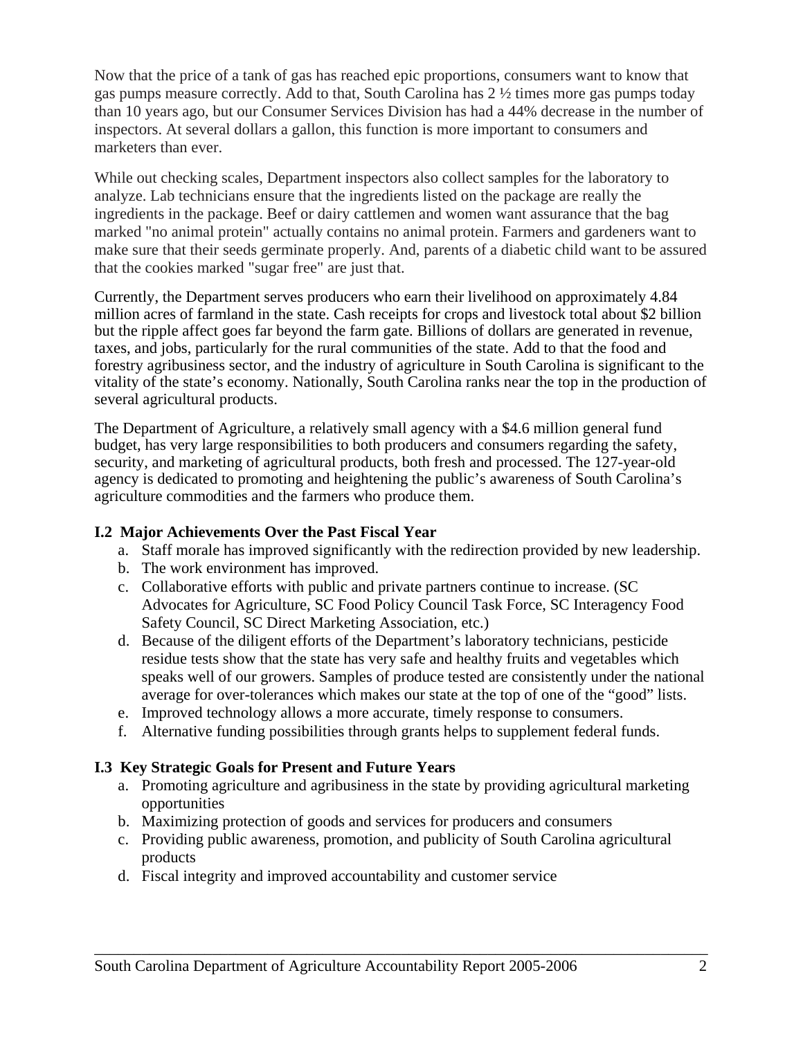Now that the price of a tank of gas has reached epic proportions, consumers want to know that gas pumps measure correctly. Add to that, South Carolina has 2 ½ times more gas pumps today than 10 years ago, but our Consumer Services Division has had a 44% decrease in the number of inspectors. At several dollars a gallon, this function is more important to consumers and marketers than ever.

While out checking scales, Department inspectors also collect samples for the laboratory to analyze. Lab technicians ensure that the ingredients listed on the package are really the ingredients in the package. Beef or dairy cattlemen and women want assurance that the bag marked "no animal protein" actually contains no animal protein. Farmers and gardeners want to make sure that their seeds germinate properly. And, parents of a diabetic child want to be assured that the cookies marked "sugar free" are just that.

Currently, the Department serves producers who earn their livelihood on approximately 4.84 million acres of farmland in the state. Cash receipts for crops and livestock total about $2 billion but the ripple affect goes far beyond the farm gate. Billions of dollars are generated in revenue, taxes, and jobs, particularly for the rural communities of the state. Add to that the food and forestry agribusiness sector, and the industry of agriculture in South Carolina is significant to the vitality of the state's economy. Nationally, South Carolina ranks near the top in the production of several agricultural products.

The Department of Agriculture, a relatively small agency with a $4.6 million general fund budget, has very large responsibilities to both producers and consumers regarding the safety, security, and marketing of agricultural products, both fresh and processed. The 127-year-old agency is dedicated to promoting and heightening the public's awareness of South Carolina's agriculture commodities and the farmers who produce them.

### I.2 Major Achievements Over the Past Fiscal Year

a. Staff morale has improved significantly with the redirection provided by new leadership.
b. The work environment has improved.
c. Collaborative efforts with public and private partners continue to increase. (SC Advocates for Agriculture, SC Food Policy Council Task Force, SC Interagency Food Safety Council, SC Direct Marketing Association, etc.)
d. Because of the diligent efforts of the Department's laboratory technicians, pesticide residue tests show that the state has very safe and healthy fruits and vegetables which speaks well of our growers. Samples of produce tested are consistently under the national average for over-tolerances which makes our state at the top of one of the "good" lists.
e. Improved technology allows a more accurate, timely response to consumers.
f. Alternative funding possibilities through grants helps to supplement federal funds.

### I.3 Key Strategic Goals for Present and Future Years

a. Promoting agriculture and agribusiness in the state by providing agricultural marketing opportunities
b. Maximizing protection of goods and services for producers and consumers
c. Providing public awareness, promotion, and publicity of South Carolina agricultural products
d. Fiscal integrity and improved accountability and customer service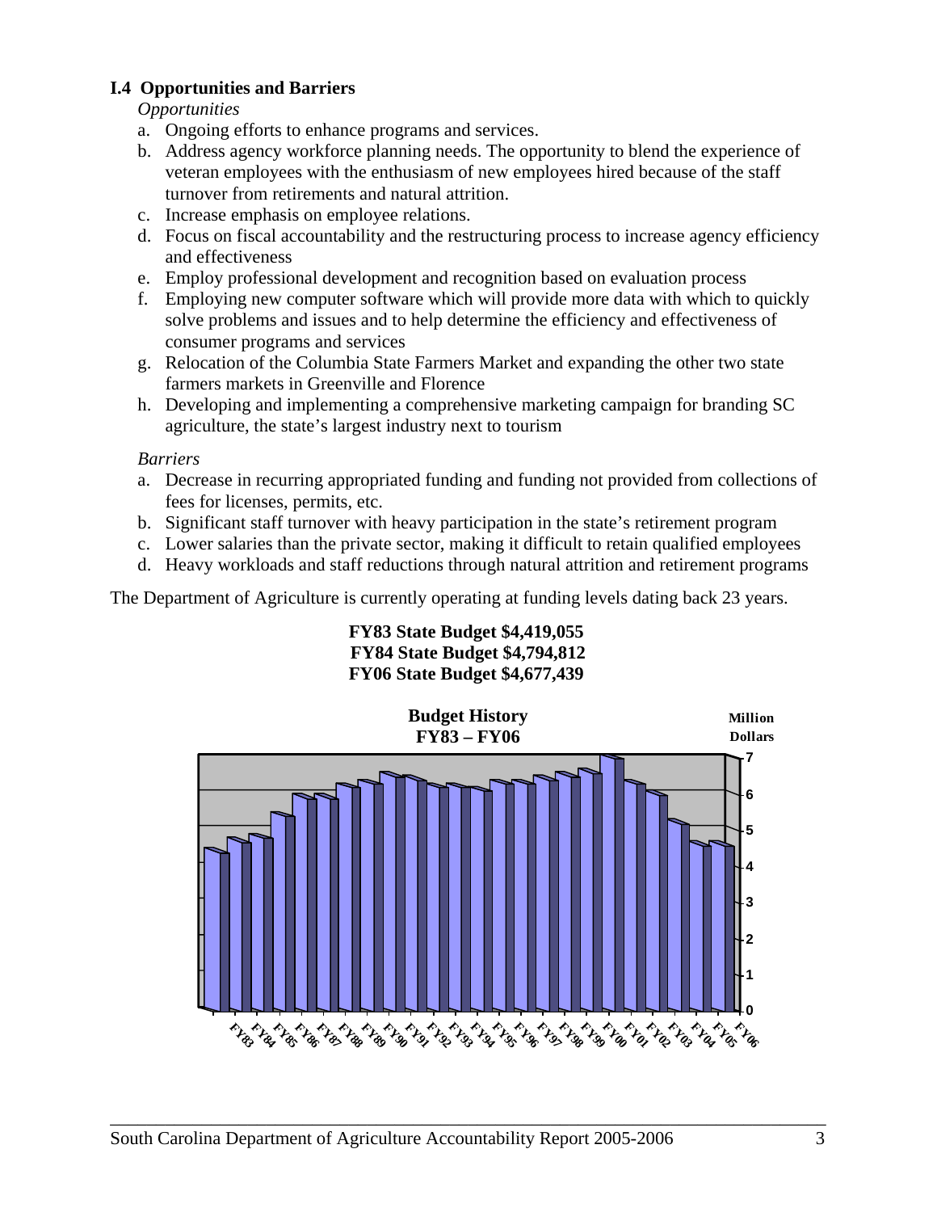### I.4 Opportunities and Barriers

*Opportunities*

a. Ongoing efforts to enhance programs and services.
b. Address agency workforce planning needs. The opportunity to blend the experience of veteran employees with the enthusiasm of new employees hired because of the staff turnover from retirements and natural attrition.
c. Increase emphasis on employee relations.
d. Focus on fiscal accountability and the restructuring process to increase agency efficiency and effectiveness
e. Employ professional development and recognition based on evaluation process
f. Employing new computer software which will provide more data with which to quickly solve problems and issues and to help determine the efficiency and effectiveness of consumer programs and services
g. Relocation of the Columbia State Farmers Market and expanding the other two state farmers markets in Greenville and Florence
h. Developing and implementing a comprehensive marketing campaign for branding SC agriculture, the state's largest industry next to tourism

*Barriers*

a. Decrease in recurring appropriated funding and funding not provided from collections of fees for licenses, permits, etc.
b. Significant staff turnover with heavy participation in the state's retirement program
c. Lower salaries than the private sector, making it difficult to retain qualified employees
d. Heavy workloads and staff reductions through natural attrition and retirement programs

The Department of Agriculture is currently operating at funding levels dating back 23 years.

**FY83 State Budget $4,419,055**
**FY84 State Budget $4,794,812**
**FY06 State Budget $4,677,439**

**Budget History**
**FY83 – FY06**

Million Dollars

FY83 FY84 FY85 FY86 FY87 FY88 FY89 FY90 FY91 FY92 FY93 FY94 FY95 FY96 FY97 FY98 FY99 FY00 FY01 FY02 FY03 FY04 FY05 FY06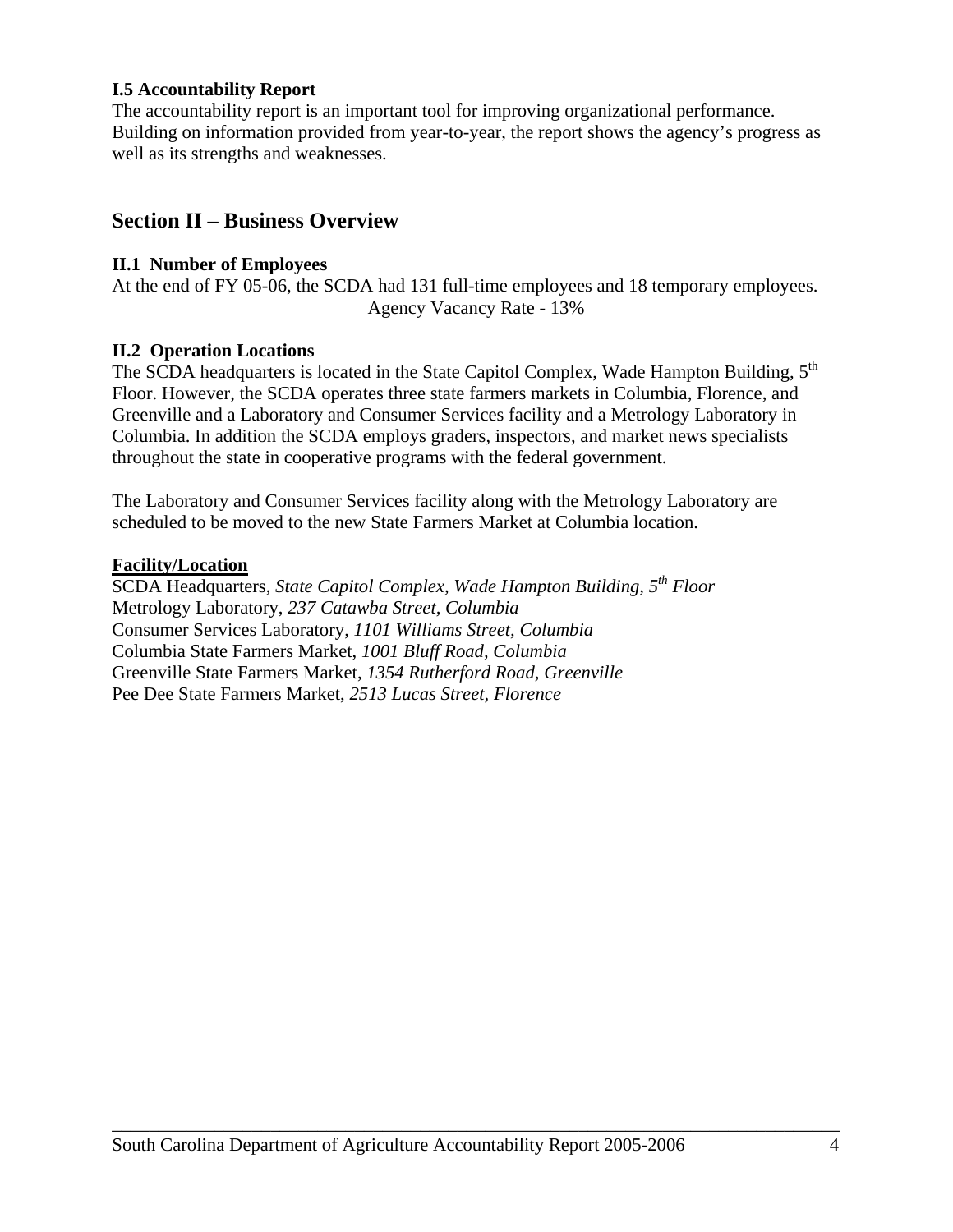### I.5 Accountability Report

The accountability report is an important tool for improving organizational performance. Building on information provided from year-to-year, the report shows the agency's progress as well as its strengths and weaknesses.

## Section II – Business Overview

### II.1 Number of Employees

At the end of FY 05-06, the SCDA had 131 full-time employees and 18 temporary employees.

Agency Vacancy Rate - 13%

### II.2 Operation Locations

The SCDA headquarters is located in the State Capitol Complex, Wade Hampton Building, 5th Floor. However, the SCDA operates three state farmers markets in Columbia, Florence, and Greenville and a Laboratory and Consumer Services facility and a Metrology Laboratory in Columbia. In addition the SCDA employs graders, inspectors, and market news specialists throughout the state in cooperative programs with the federal government.

The Laboratory and Consumer Services facility along with the Metrology Laboratory are scheduled to be moved to the new State Farmers Market at Columbia location.

**Facility/Location**

SCDA Headquarters, *State Capitol Complex, Wade Hampton Building, 5th Floor*
Metrology Laboratory, *237 Catawba Street, Columbia*
Consumer Services Laboratory, *1101 Williams Street, Columbia*
Columbia State Farmers Market, *1001 Bluff Road, Columbia*
Greenville State Farmers Market, *1354 Rutherford Road, Greenville*
Pee Dee State Farmers Market, *2513 Lucas Street, Florence*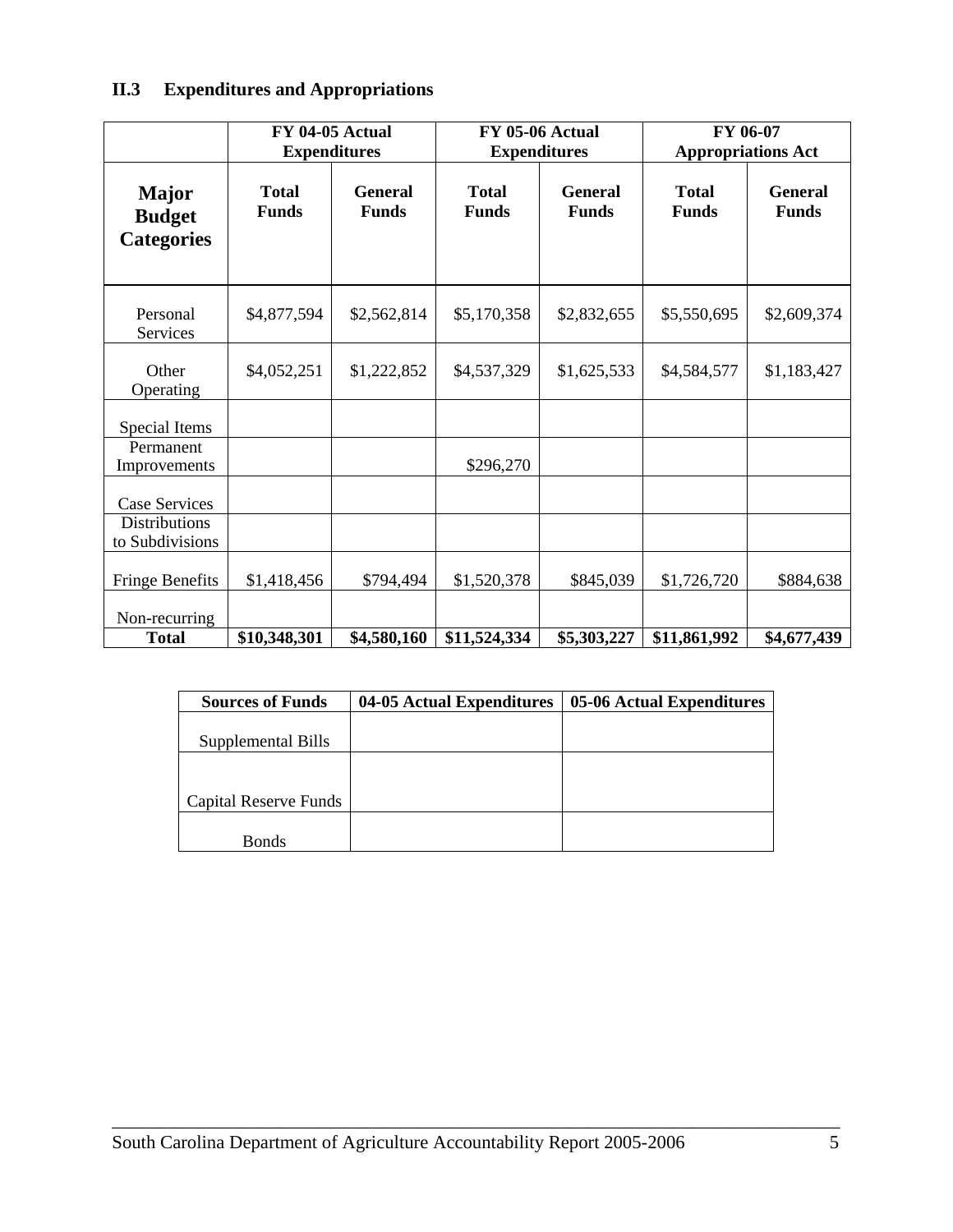## II.3 Expenditures and Appropriations

| | FY 04-05 Actual Expenditures | | FY 05-06 Actual Expenditures | | FY 06-07 Appropriations Act | |
|---|---|---|---|---|---|---|
| **Major Budget Categories** | **Total Funds** | **General Funds** | **Total Funds** | **General Funds** | **Total Funds** | **General Funds** |
| Personal Services | $4,877,594 | $2,562,814 | $5,170,358 | $2,832,655 | $5,550,695 | $2,609,374 |
| Other Operating | $4,052,251 | $1,222,852 | $4,537,329 | $1,625,533 | $4,584,577 | $1,183,427 |
| Special Items | | | | | | |
| Permanent Improvements | | | $296,270 | | | |
| Case Services | | | | | | |
| Distributions to Subdivisions | | | | | | |
| Fringe Benefits | $1,418,456 | $794,494 | $1,520,378 | $845,039 | $1,726,720 | $884,638 |
| Non-recurring | | | | | | |
| **Total** | **$10,348,301** | **$4,580,160** | **$11,524,334** | **$5,303,227** | **$11,861,992** | **$4,677,439** |

| Sources of Funds | 04-05 Actual Expenditures | 05-06 Actual Expenditures |
|---|---|---|
| Supplemental Bills | | |
| Capital Reserve Funds | | |
| Bonds | | |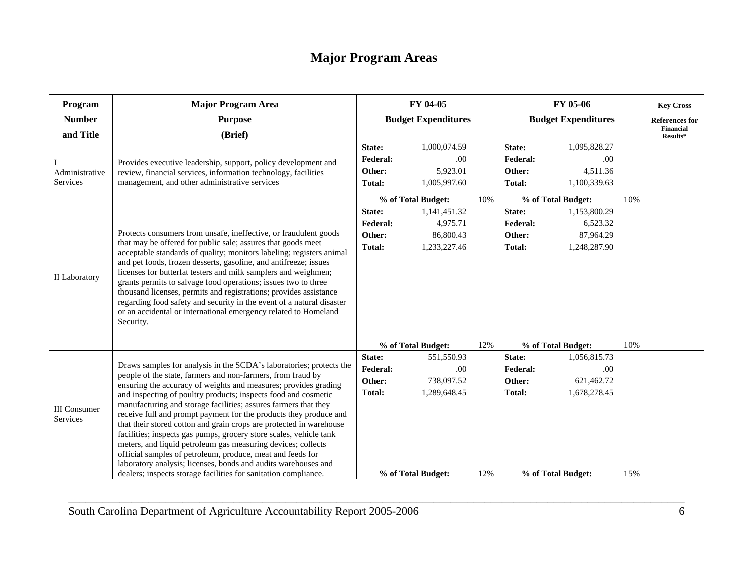# Major Program Areas

| Program Number and Title | Major Program Area Purpose (Brief) | FY 04-05 Budget Expenditures | | FY 05-06 Budget Expenditures | | Key Cross References for Financial Results* |
|---|---|---|---|---|---|---|
| I Administrative Services | Provides executive leadership, support, policy development and review, financial services, information technology, facilities management, and other administrative services | State: | 1,000,074.59 | State: | 1,095,828.27 | |
| | | Federal: | .00 | Federal: | .00 | |
| | | Other: | 5,923.01 | Other: | 4,511.36 | |
| | | Total: | 1,005,997.60 | Total: | 1,100,339.63 | |
| | | % of Total Budget: | 10% | % of Total Budget: | 10% | |
| II Laboratory | Protects consumers from unsafe, ineffective, or fraudulent goods that may be offered for public sale; assures that goods meet acceptable standards of quality; monitors labeling; registers animal and pet foods, frozen desserts, gasoline, and antifreeze; issues licenses for butterfat testers and milk samplers and weighmen; grants permits to salvage food operations; issues two to three thousand licenses, permits and registrations; provides assistance regarding food safety and security in the event of a natural disaster or an accidental or international emergency related to Homeland Security. | State: | 1,141,451.32 | State: | 1,153,800.29 | |
| | | Federal: | 4,975.71 | Federal: | 6,523.32 | |
| | | Other: | 86,800.43 | Other: | 87,964.29 | |
| | | Total: | 1,233,227.46 | Total: | 1,248,287.90 | |
| | | % of Total Budget: | 12% | % of Total Budget: | 10% | |
| III Consumer Services | Draws samples for analysis in the SCDA's laboratories; protects the people of the state, farmers and non-farmers, from fraud by ensuring the accuracy of weights and measures; provides grading and inspecting of poultry products; inspects food and cosmetic manufacturing and storage facilities; assures farmers that they receive full and prompt payment for the products they produce and that their stored cotton and grain crops are protected in warehouse facilities; inspects gas pumps, grocery store scales, vehicle tank meters, and liquid petroleum gas measuring devices; collects official samples of petroleum, produce, meat and feeds for laboratory analysis; licenses, bonds and audits warehouses and dealers; inspects storage facilities for sanitation compliance. | State: | 551,550.93 | State: | 1,056,815.73 | |
| | | Federal: | .00 | Federal: | .00 | |
| | | Other: | 738,097.52 | Other: | 621,462.72 | |
| | | Total: | 1,289,648.45 | Total: | 1,678,278.45 | |
| | | % of Total Budget: | 12% | % of Total Budget: | 15% | |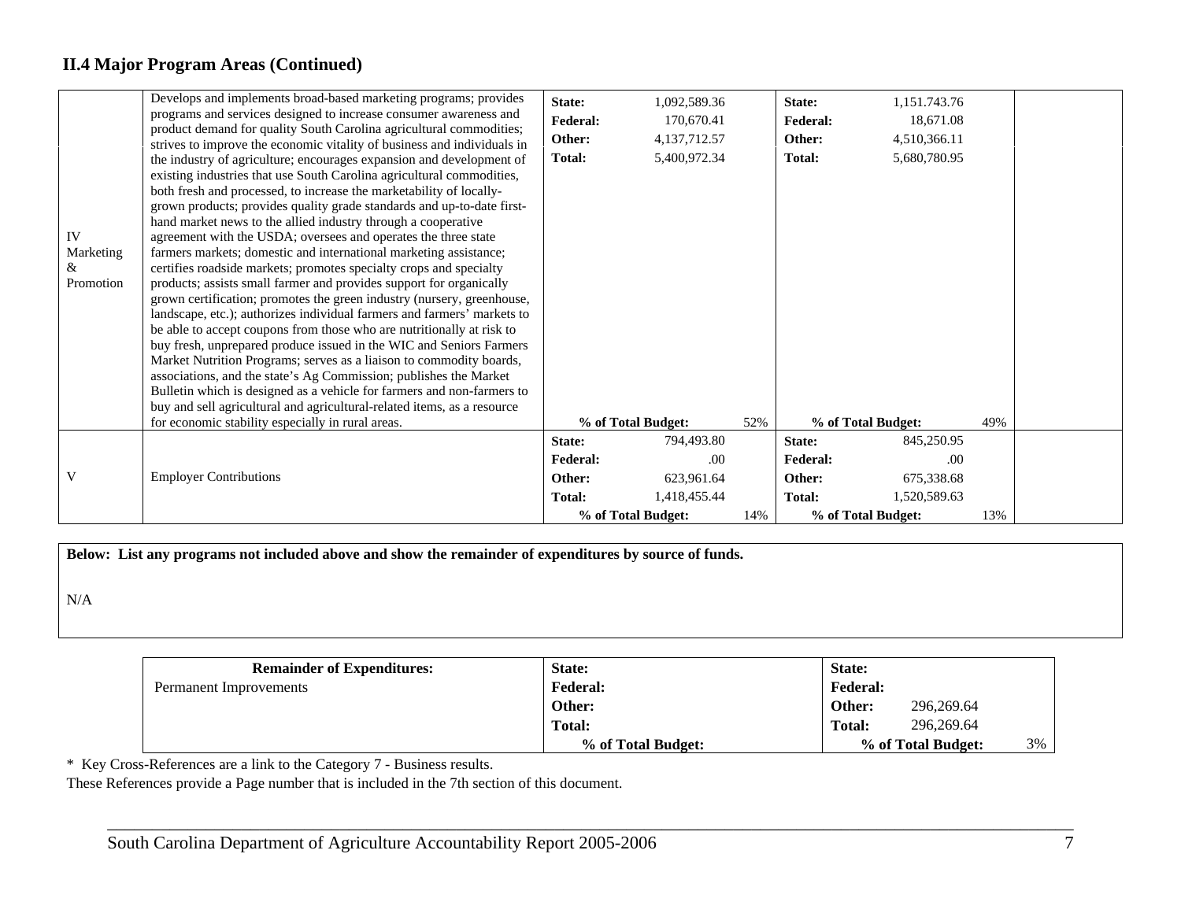## II.4 Major Program Areas (Continued)

| | | | | |
|---|---|---|---|---|
| IV Marketing & Promotion | Develops and implements broad-based marketing programs; provides programs and services designed to increase consumer awareness and product demand for quality South Carolina agricultural commodities; strives to improve the economic vitality of business and individuals in the industry of agriculture; encourages expansion and development of existing industries that use South Carolina agricultural commodities, both fresh and processed, to increase the marketability of locally-grown products; provides quality grade standards and up-to-date first-hand market news to the allied industry through a cooperative agreement with the USDA; oversees and operates the three state farmers markets; domestic and international marketing assistance; certifies roadside markets; promotes specialty crops and specialty products; assists small farmer and provides support for organically grown certification; promotes the green industry (nursery, greenhouse, landscape, etc.); authorizes individual farmers and farmers' markets to be able to accept coupons from those who are nutritionally at risk to buy fresh, unprepared produce issued in the WIC and Seniors Farmers Market Nutrition Programs; serves as a liaison to commodity boards, associations, and the state's Ag Commission; publishes the Market Bulletin which is designed as a vehicle for farmers and non-farmers to buy and sell agricultural and agricultural-related items, as a resource for economic stability especially in rural areas. | **State:** 1,092,589.36<br>**Federal:** 170,670.41<br>**Other:** 4,137,712.57<br>**Total:** 5,400,972.34<br>**% of Total Budget:** 52% | **State:** 1,151.743.76<br>**Federal:** 18,671.08<br>**Other:** 4,510,366.11<br>**Total:** 5,680,780.95<br>**% of Total Budget:** 49% | |
| V | Employer Contributions | **State:** 794,493.80<br>**Federal:** .00<br>**Other:** 623,961.64<br>**Total:** 1,418,455.44<br>**% of Total Budget:** 14% | **State:** 845,250.95<br>**Federal:** .00<br>**Other:** 675,338.68<br>**Total:** 1,520,589.63<br>**% of Total Budget:** 13% | |

**Below: List any programs not included above and show the remainder of expenditures by source of funds.**

N/A

| **Remainder of Expenditures:** | | |
|---|---|---|
| Permanent Improvements | **State:**<br>**Federal:**<br>**Other:**<br>**Total:**<br>**% of Total Budget:** | **State:**<br>**Federal:**<br>**Other:** 296,269.64<br>**Total:** 296,269.64<br>**% of Total Budget:** 3% |

\* Key Cross-References are a link to the Category 7 - Business results.
These References provide a Page number that is included in the 7th section of this document.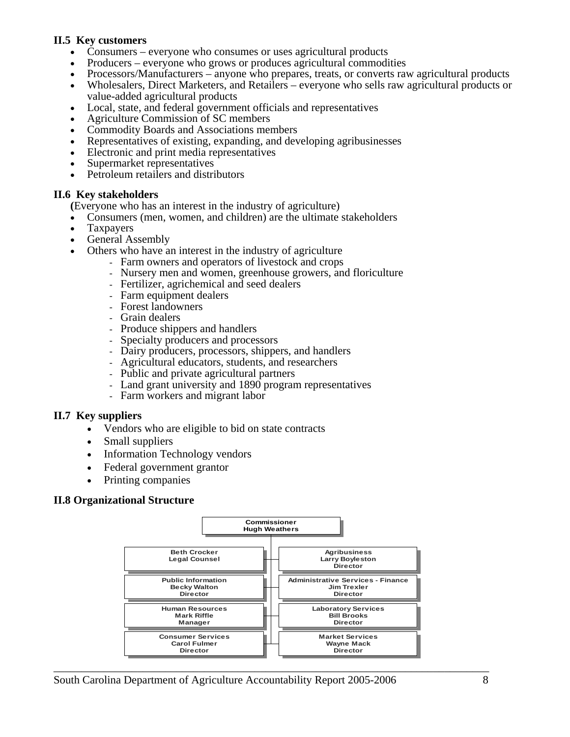### II.5 Key customers

- Consumers – everyone who consumes or uses agricultural products
- Producers – everyone who grows or produces agricultural commodities
- Processors/Manufacturers – anyone who prepares, treats, or converts raw agricultural products
- Wholesalers, Direct Marketers, and Retailers – everyone who sells raw agricultural products or value-added agricultural products
- Local, state, and federal government officials and representatives
- Agriculture Commission of SC members
- Commodity Boards and Associations members
- Representatives of existing, expanding, and developing agribusinesses
- Electronic and print media representatives
- Supermarket representatives
- Petroleum retailers and distributors

### II.6 Key stakeholders

(Everyone who has an interest in the industry of agriculture)

- Consumers (men, women, and children) are the ultimate stakeholders
- Taxpayers
- General Assembly
- Others who have an interest in the industry of agriculture
  - Farm owners and operators of livestock and crops
  - Nursery men and women, greenhouse growers, and floriculture
  - Fertilizer, agrichemical and seed dealers
  - Farm equipment dealers
  - Forest landowners
  - Grain dealers
  - Produce shippers and handlers
  - Specialty producers and processors
  - Dairy producers, processors, shippers, and handlers
  - Agricultural educators, students, and researchers
  - Public and private agricultural partners
  - Land grant university and 1890 program representatives
  - Farm workers and migrant labor

### II.7 Key suppliers

- Vendors who are eligible to bid on state contracts
- Small suppliers
- Information Technology vendors
- Federal government grantor
- Printing companies

### II.8 Organizational Structure

**Commissioner**
**Hugh Weathers**

| | |
|---|---|
| Beth Crocker<br>Legal Counsel | Agribusiness<br>Larry Boyleston<br>Director |
| Public Information<br>Becky Walton<br>Director | Administrative Services - Finance<br>Jim Trexler<br>Director |
| Human Resources<br>Mark Riffle<br>Manager | Laboratory Services<br>Bill Brooks<br>Director |
| Consumer Services<br>Carol Fulmer<br>Director | Market Services<br>Wayne Mack<br>Director |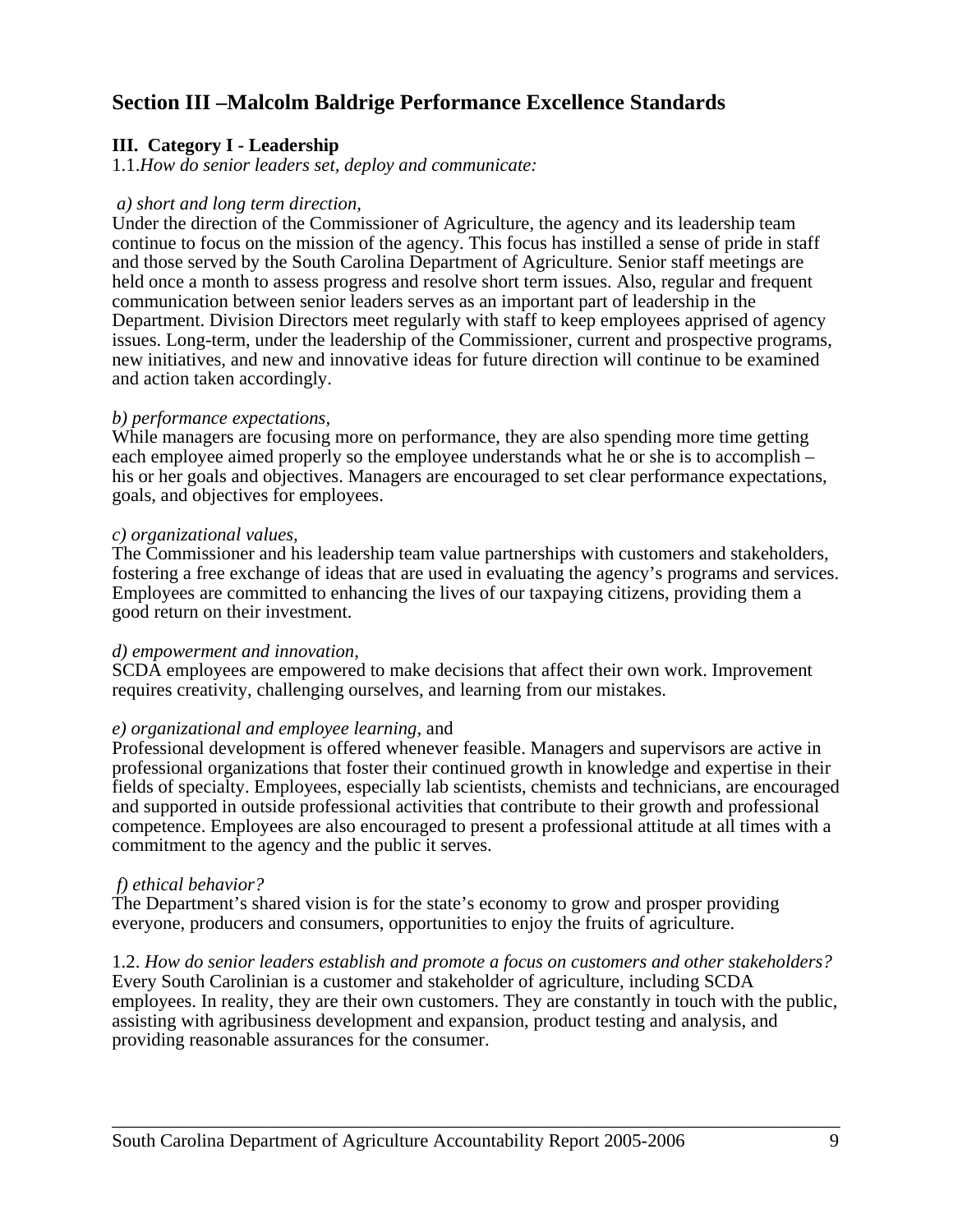## Section III –Malcolm Baldrige Performance Excellence Standards

### III. Category I - Leadership

1.1.*How do senior leaders set, deploy and communicate:*

*a) short and long term direction,*
Under the direction of the Commissioner of Agriculture, the agency and its leadership team continue to focus on the mission of the agency. This focus has instilled a sense of pride in staff and those served by the South Carolina Department of Agriculture. Senior staff meetings are held once a month to assess progress and resolve short term issues. Also, regular and frequent communication between senior leaders serves as an important part of leadership in the Department. Division Directors meet regularly with staff to keep employees apprised of agency issues. Long-term, under the leadership of the Commissioner, current and prospective programs, new initiatives, and new and innovative ideas for future direction will continue to be examined and action taken accordingly.

*b) performance expectations,*
While managers are focusing more on performance, they are also spending more time getting each employee aimed properly so the employee understands what he or she is to accomplish – his or her goals and objectives. Managers are encouraged to set clear performance expectations, goals, and objectives for employees.

*c) organizational values,*
The Commissioner and his leadership team value partnerships with customers and stakeholders, fostering a free exchange of ideas that are used in evaluating the agency's programs and services. Employees are committed to enhancing the lives of our taxpaying citizens, providing them a good return on their investment.

*d) empowerment and innovation,*
SCDA employees are empowered to make decisions that affect their own work. Improvement requires creativity, challenging ourselves, and learning from our mistakes.

*e) organizational and employee learning*, and
Professional development is offered whenever feasible. Managers and supervisors are active in professional organizations that foster their continued growth in knowledge and expertise in their fields of specialty. Employees, especially lab scientists, chemists and technicians, are encouraged and supported in outside professional activities that contribute to their growth and professional competence. Employees are also encouraged to present a professional attitude at all times with a commitment to the agency and the public it serves.

*f) ethical behavior?*
The Department's shared vision is for the state's economy to grow and prosper providing everyone, producers and consumers, opportunities to enjoy the fruits of agriculture.

1.2. *How do senior leaders establish and promote a focus on customers and other stakeholders?*
Every South Carolinian is a customer and stakeholder of agriculture, including SCDA employees. In reality, they are their own customers. They are constantly in touch with the public, assisting with agribusiness development and expansion, product testing and analysis, and providing reasonable assurances for the consumer.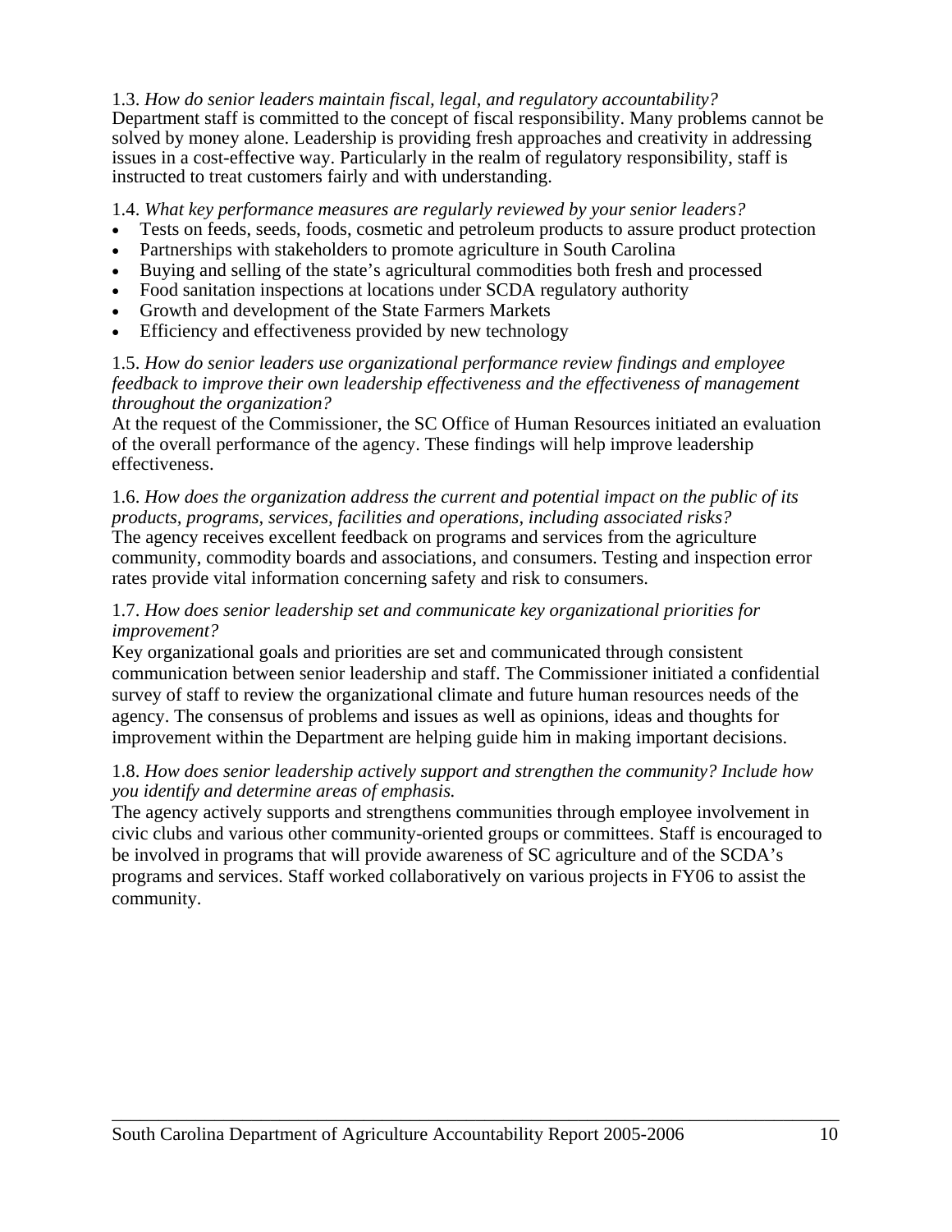1.3. *How do senior leaders maintain fiscal, legal, and regulatory accountability?*
Department staff is committed to the concept of fiscal responsibility. Many problems cannot be solved by money alone. Leadership is providing fresh approaches and creativity in addressing issues in a cost-effective way. Particularly in the realm of regulatory responsibility, staff is instructed to treat customers fairly and with understanding.

1.4. *What key performance measures are regularly reviewed by your senior leaders?*

- Tests on feeds, seeds, foods, cosmetic and petroleum products to assure product protection
- Partnerships with stakeholders to promote agriculture in South Carolina
- Buying and selling of the state's agricultural commodities both fresh and processed
- Food sanitation inspections at locations under SCDA regulatory authority
- Growth and development of the State Farmers Markets
- Efficiency and effectiveness provided by new technology

1.5. *How do senior leaders use organizational performance review findings and employee feedback to improve their own leadership effectiveness and the effectiveness of management throughout the organization?*
At the request of the Commissioner, the SC Office of Human Resources initiated an evaluation of the overall performance of the agency. These findings will help improve leadership effectiveness.

1.6. *How does the organization address the current and potential impact on the public of its products, programs, services, facilities and operations, including associated risks?*
The agency receives excellent feedback on programs and services from the agriculture community, commodity boards and associations, and consumers. Testing and inspection error rates provide vital information concerning safety and risk to consumers.

1.7. *How does senior leadership set and communicate key organizational priorities for improvement?*
Key organizational goals and priorities are set and communicated through consistent communication between senior leadership and staff. The Commissioner initiated a confidential survey of staff to review the organizational climate and future human resources needs of the agency. The consensus of problems and issues as well as opinions, ideas and thoughts for improvement within the Department are helping guide him in making important decisions.

1.8. *How does senior leadership actively support and strengthen the community? Include how you identify and determine areas of emphasis.*
The agency actively supports and strengthens communities through employee involvement in civic clubs and various other community-oriented groups or committees. Staff is encouraged to be involved in programs that will provide awareness of SC agriculture and of the SCDA's programs and services. Staff worked collaboratively on various projects in FY06 to assist the community.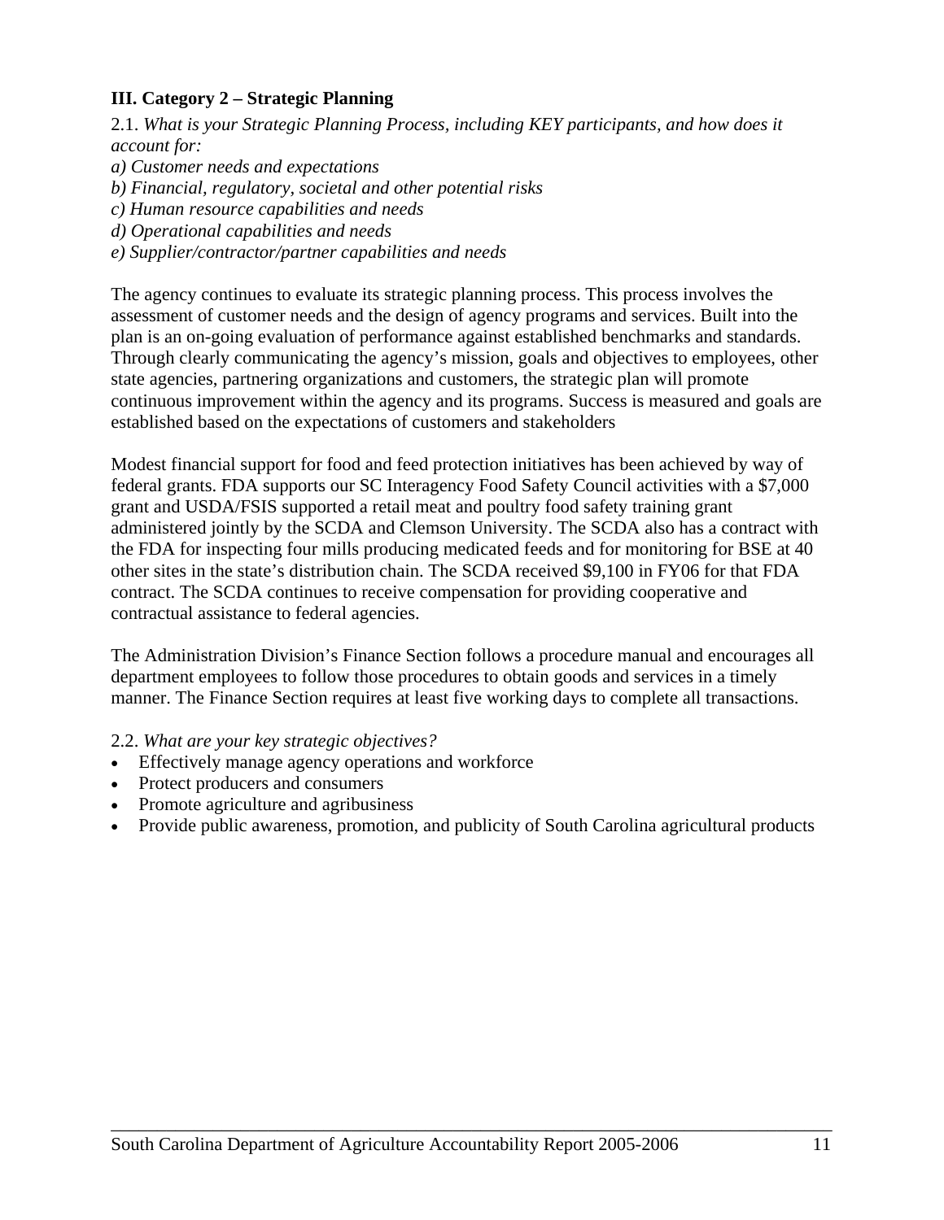### III. Category 2 – Strategic Planning

2.1. *What is your Strategic Planning Process, including KEY participants, and how does it account for:*
*a) Customer needs and expectations*
*b) Financial, regulatory, societal and other potential risks*
*c) Human resource capabilities and needs*
*d) Operational capabilities and needs*
*e) Supplier/contractor/partner capabilities and needs*

The agency continues to evaluate its strategic planning process. This process involves the assessment of customer needs and the design of agency programs and services. Built into the plan is an on-going evaluation of performance against established benchmarks and standards. Through clearly communicating the agency's mission, goals and objectives to employees, other state agencies, partnering organizations and customers, the strategic plan will promote continuous improvement within the agency and its programs. Success is measured and goals are established based on the expectations of customers and stakeholders

Modest financial support for food and feed protection initiatives has been achieved by way of federal grants. FDA supports our SC Interagency Food Safety Council activities with a $7,000 grant and USDA/FSIS supported a retail meat and poultry food safety training grant administered jointly by the SCDA and Clemson University. The SCDA also has a contract with the FDA for inspecting four mills producing medicated feeds and for monitoring for BSE at 40 other sites in the state's distribution chain. The SCDA received $9,100 in FY06 for that FDA contract. The SCDA continues to receive compensation for providing cooperative and contractual assistance to federal agencies.

The Administration Division's Finance Section follows a procedure manual and encourages all department employees to follow those procedures to obtain goods and services in a timely manner. The Finance Section requires at least five working days to complete all transactions.

2.2. *What are your key strategic objectives?*

- Effectively manage agency operations and workforce
- Protect producers and consumers
- Promote agriculture and agribusiness
- Provide public awareness, promotion, and publicity of South Carolina agricultural products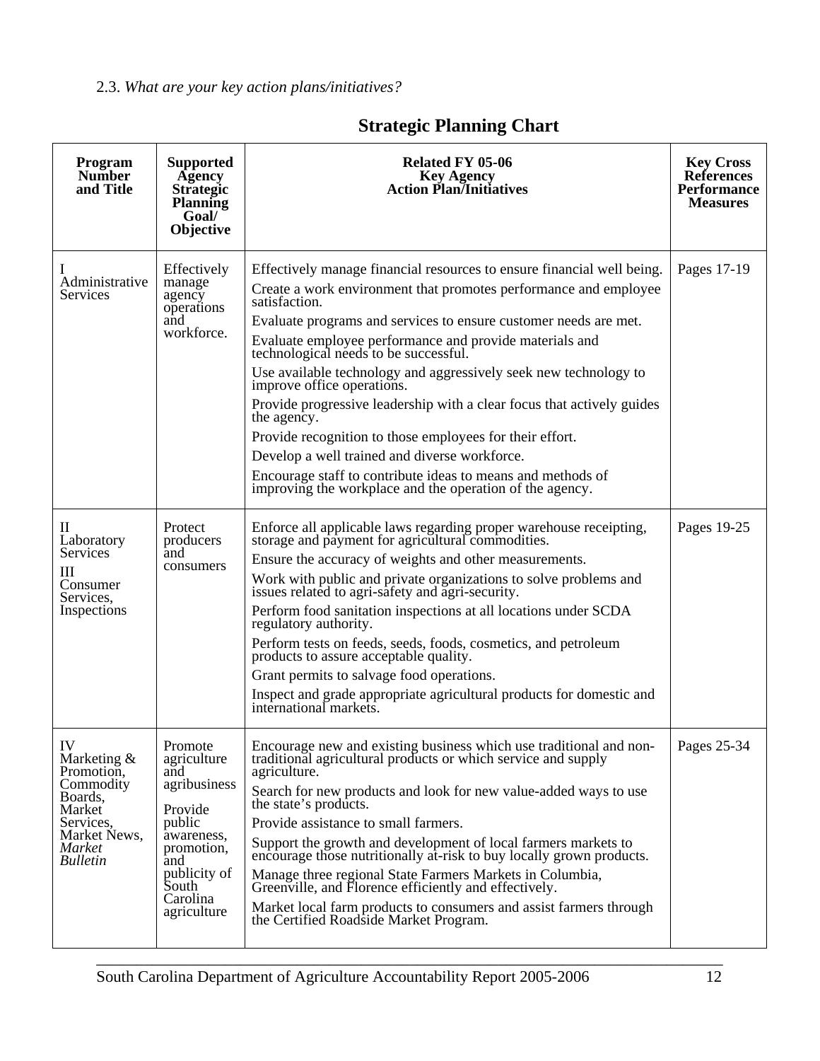2.3. *What are your key action plans/initiatives?*

## Strategic Planning Chart

| Program Number and Title | Supported Agency Strategic Planning Goal/ Objective | Related FY 05-06 Key Agency Action Plan/Initiatives | Key Cross References Performance Measures |
|---|---|---|---|
| I Administrative Services | Effectively manage agency operations and workforce. | Effectively manage financial resources to ensure financial well being.<br>Create a work environment that promotes performance and employee satisfaction.<br>Evaluate programs and services to ensure customer needs are met.<br>Evaluate employee performance and provide materials and technological needs to be successful.<br>Use available technology and aggressively seek new technology to improve office operations.<br>Provide progressive leadership with a clear focus that actively guides the agency.<br>Provide recognition to those employees for their effort.<br>Develop a well trained and diverse workforce.<br>Encourage staff to contribute ideas to means and methods of improving the workplace and the operation of the agency. | Pages 17-19 |
| II Laboratory Services<br>III Consumer Services, Inspections | Protect producers and consumers | Enforce all applicable laws regarding proper warehouse receipting, storage and payment for agricultural commodities.<br>Ensure the accuracy of weights and other measurements.<br>Work with public and private organizations to solve problems and issues related to agri-safety and agri-security.<br>Perform food sanitation inspections at all locations under SCDA regulatory authority.<br>Perform tests on feeds, seeds, foods, cosmetics, and petroleum products to assure acceptable quality.<br>Grant permits to salvage food operations.<br>Inspect and grade appropriate agricultural products for domestic and international markets. | Pages 19-25 |
| IV Marketing & Promotion, Commodity Boards, Market Services, Market News, *Market Bulletin* | Promote agriculture and agribusiness<br>Provide public awareness, promotion, and publicity of South Carolina agriculture | Encourage new and existing business which use traditional and non-traditional agricultural products or which service and supply agriculture.<br>Search for new products and look for new value-added ways to use the state's products.<br>Provide assistance to small farmers.<br>Support the growth and development of local farmers markets to encourage those nutritionally at-risk to buy locally grown products.<br>Manage three regional State Farmers Markets in Columbia, Greenville, and Florence efficiently and effectively.<br>Market local farm products to consumers and assist farmers through the Certified Roadside Market Program. | Pages 25-34 |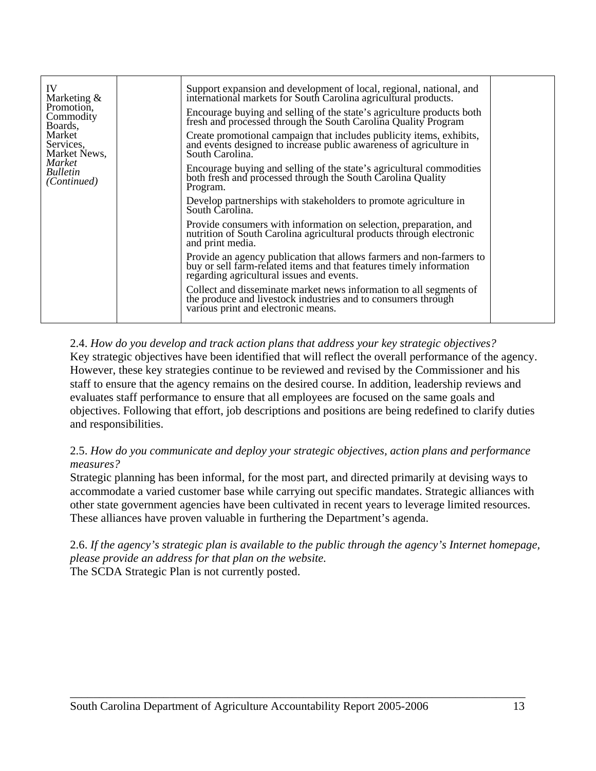| IV Marketing & Promotion, Commodity Boards, Market Services, Market News, *Market Bulletin (Continued)* | | Support expansion and development of local, regional, national, and international markets for South Carolina agricultural products.<br><br>Encourage buying and selling of the state's agriculture products both fresh and processed through the South Carolina Quality Program<br><br>Create promotional campaign that includes publicity items, exhibits, and events designed to increase public awareness of agriculture in South Carolina.<br><br>Encourage buying and selling of the state's agricultural commodities both fresh and processed through the South Carolina Quality Program.<br><br>Develop partnerships with stakeholders to promote agriculture in South Carolina.<br><br>Provide consumers with information on selection, preparation, and nutrition of South Carolina agricultural products through electronic and print media.<br><br>Provide an agency publication that allows farmers and non-farmers to buy or sell farm-related items and that features timely information regarding agricultural issues and events.<br><br>Collect and disseminate market news information to all segments of the produce and livestock industries and to consumers through various print and electronic means. | |
|---|---|---|---|

2.4. *How do you develop and track action plans that address your key strategic objectives?*
Key strategic objectives have been identified that will reflect the overall performance of the agency. However, these key strategies continue to be reviewed and revised by the Commissioner and his staff to ensure that the agency remains on the desired course. In addition, leadership reviews and evaluates staff performance to ensure that all employees are focused on the same goals and objectives. Following that effort, job descriptions and positions are being redefined to clarify duties and responsibilities.

2.5. *How do you communicate and deploy your strategic objectives, action plans and performance measures?*
Strategic planning has been informal, for the most part, and directed primarily at devising ways to accommodate a varied customer base while carrying out specific mandates. Strategic alliances with other state government agencies have been cultivated in recent years to leverage limited resources. These alliances have proven valuable in furthering the Department's agenda.

2.6. *If the agency's strategic plan is available to the public through the agency's Internet homepage, please provide an address for that plan on the website.*
The SCDA Strategic Plan is not currently posted.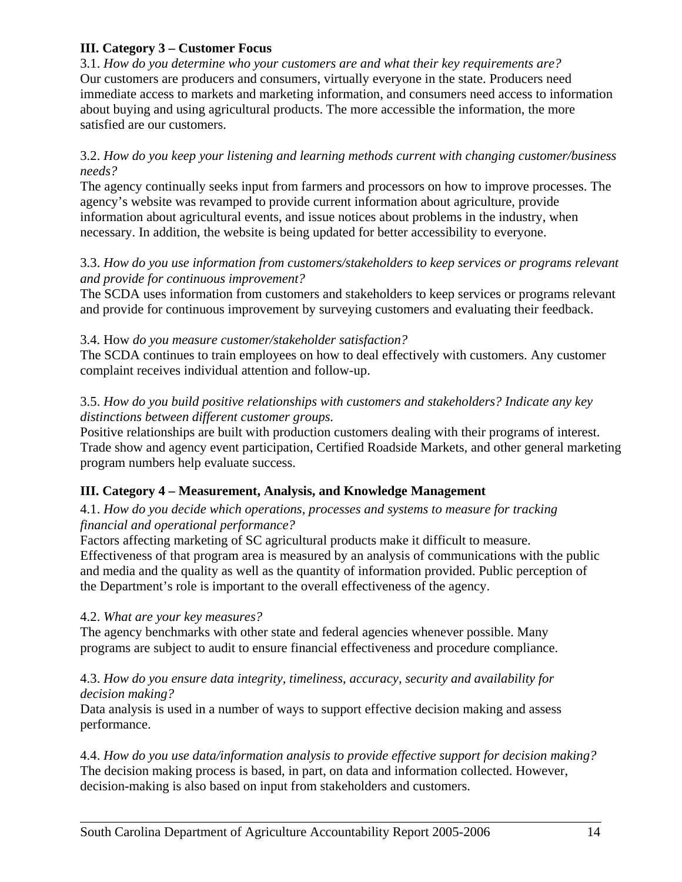### III. Category 3 – Customer Focus

3.1. *How do you determine who your customers are and what their key requirements are?*
Our customers are producers and consumers, virtually everyone in the state. Producers need immediate access to markets and marketing information, and consumers need access to information about buying and using agricultural products. The more accessible the information, the more satisfied are our customers.

3.2. *How do you keep your listening and learning methods current with changing customer/business needs?*
The agency continually seeks input from farmers and processors on how to improve processes. The agency's website was revamped to provide current information about agriculture, provide information about agricultural events, and issue notices about problems in the industry, when necessary. In addition, the website is being updated for better accessibility to everyone.

3.3. *How do you use information from customers/stakeholders to keep services or programs relevant and provide for continuous improvement?*
The SCDA uses information from customers and stakeholders to keep services or programs relevant and provide for continuous improvement by surveying customers and evaluating their feedback.

3.4. How *do you measure customer/stakeholder satisfaction?*
The SCDA continues to train employees on how to deal effectively with customers. Any customer complaint receives individual attention and follow-up.

3.5. *How do you build positive relationships with customers and stakeholders? Indicate any key distinctions between different customer groups.*
Positive relationships are built with production customers dealing with their programs of interest. Trade show and agency event participation, Certified Roadside Markets, and other general marketing program numbers help evaluate success.

### III. Category 4 – Measurement, Analysis, and Knowledge Management

4.1. *How do you decide which operations, processes and systems to measure for tracking financial and operational performance?*
Factors affecting marketing of SC agricultural products make it difficult to measure. Effectiveness of that program area is measured by an analysis of communications with the public and media and the quality as well as the quantity of information provided. Public perception of the Department's role is important to the overall effectiveness of the agency.

4.2. *What are your key measures?*
The agency benchmarks with other state and federal agencies whenever possible. Many programs are subject to audit to ensure financial effectiveness and procedure compliance.

4.3. *How do you ensure data integrity, timeliness, accuracy, security and availability for decision making?*
Data analysis is used in a number of ways to support effective decision making and assess performance.

4.4. *How do you use data/information analysis to provide effective support for decision making?*
The decision making process is based, in part, on data and information collected. However, decision-making is also based on input from stakeholders and customers.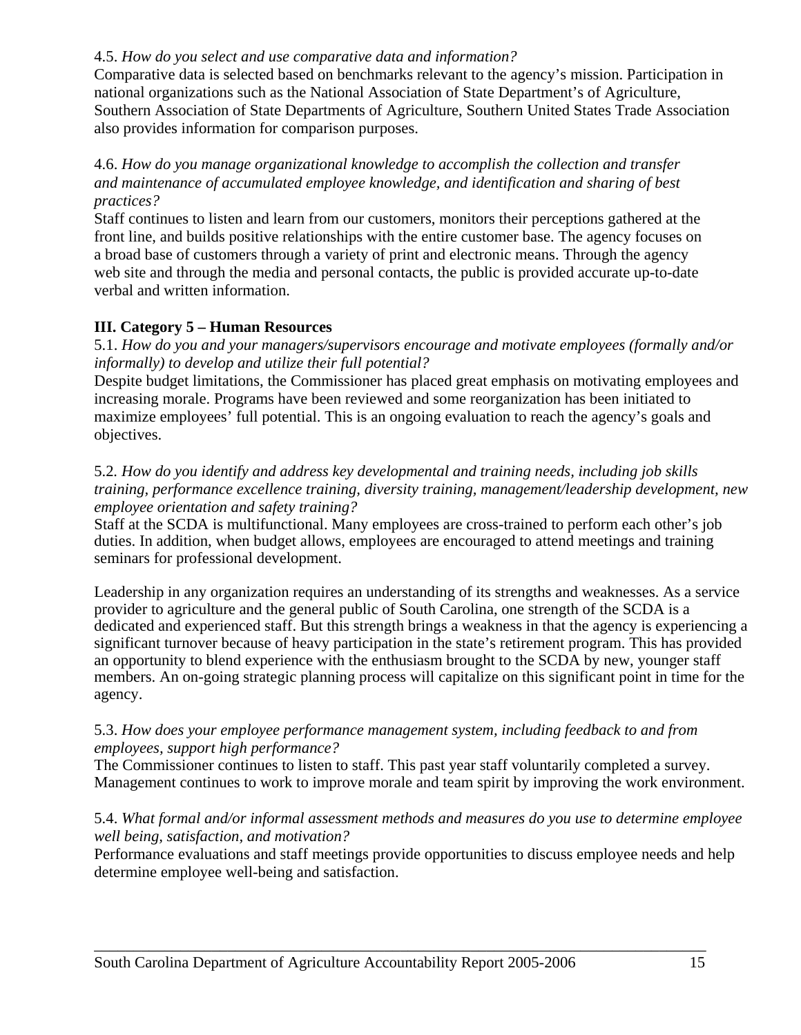4.5. *How do you select and use comparative data and information?*
Comparative data is selected based on benchmarks relevant to the agency's mission. Participation in national organizations such as the National Association of State Department's of Agriculture, Southern Association of State Departments of Agriculture, Southern United States Trade Association also provides information for comparison purposes.

4.6. *How do you manage organizational knowledge to accomplish the collection and transfer and maintenance of accumulated employee knowledge, and identification and sharing of best practices?*
Staff continues to listen and learn from our customers, monitors their perceptions gathered at the front line, and builds positive relationships with the entire customer base. The agency focuses on a broad base of customers through a variety of print and electronic means. Through the agency web site and through the media and personal contacts, the public is provided accurate up-to-date verbal and written information.

## III. Category 5 – Human Resources

5.1. *How do you and your managers/supervisors encourage and motivate employees (formally and/or informally) to develop and utilize their full potential?*
Despite budget limitations, the Commissioner has placed great emphasis on motivating employees and increasing morale. Programs have been reviewed and some reorganization has been initiated to maximize employees' full potential. This is an ongoing evaluation to reach the agency's goals and objectives.

5.2. *How do you identify and address key developmental and training needs, including job skills training, performance excellence training, diversity training, management/leadership development, new employee orientation and safety training?*
Staff at the SCDA is multifunctional. Many employees are cross-trained to perform each other's job duties. In addition, when budget allows, employees are encouraged to attend meetings and training seminars for professional development.

Leadership in any organization requires an understanding of its strengths and weaknesses. As a service provider to agriculture and the general public of South Carolina, one strength of the SCDA is a dedicated and experienced staff. But this strength brings a weakness in that the agency is experiencing a significant turnover because of heavy participation in the state's retirement program. This has provided an opportunity to blend experience with the enthusiasm brought to the SCDA by new, younger staff members. An on-going strategic planning process will capitalize on this significant point in time for the agency.

5.3. *How does your employee performance management system, including feedback to and from employees, support high performance?*
The Commissioner continues to listen to staff. This past year staff voluntarily completed a survey. Management continues to work to improve morale and team spirit by improving the work environment.

5.4. *What formal and/or informal assessment methods and measures do you use to determine employee well being, satisfaction, and motivation?*
Performance evaluations and staff meetings provide opportunities to discuss employee needs and help determine employee well-being and satisfaction.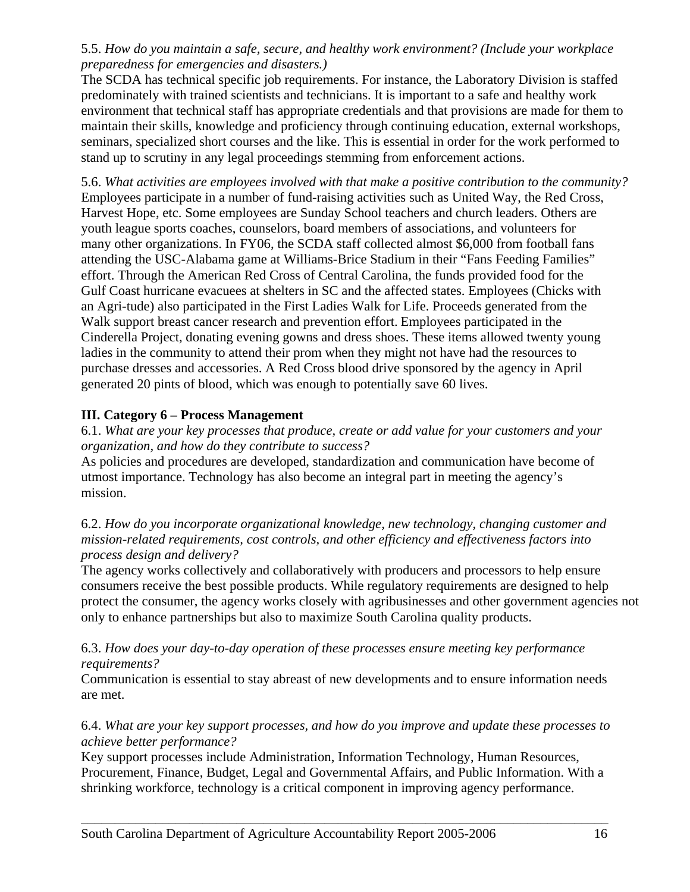5.5. *How do you maintain a safe, secure, and healthy work environment? (Include your workplace preparedness for emergencies and disasters.)*

The SCDA has technical specific job requirements. For instance, the Laboratory Division is staffed predominately with trained scientists and technicians. It is important to a safe and healthy work environment that technical staff has appropriate credentials and that provisions are made for them to maintain their skills, knowledge and proficiency through continuing education, external workshops, seminars, specialized short courses and the like. This is essential in order for the work performed to stand up to scrutiny in any legal proceedings stemming from enforcement actions.

5.6. *What activities are employees involved with that make a positive contribution to the community?*

Employees participate in a number of fund-raising activities such as United Way, the Red Cross, Harvest Hope, etc. Some employees are Sunday School teachers and church leaders. Others are youth league sports coaches, counselors, board members of associations, and volunteers for many other organizations. In FY06, the SCDA staff collected almost $6,000 from football fans attending the USC-Alabama game at Williams-Brice Stadium in their "Fans Feeding Families" effort. Through the American Red Cross of Central Carolina, the funds provided food for the Gulf Coast hurricane evacuees at shelters in SC and the affected states. Employees (Chicks with an Agri-tude) also participated in the First Ladies Walk for Life. Proceeds generated from the Walk support breast cancer research and prevention effort. Employees participated in the Cinderella Project, donating evening gowns and dress shoes. These items allowed twenty young ladies in the community to attend their prom when they might not have had the resources to purchase dresses and accessories. A Red Cross blood drive sponsored by the agency in April generated 20 pints of blood, which was enough to potentially save 60 lives.

## III. Category 6 – Process Management

6.1. *What are your key processes that produce, create or add value for your customers and your organization, and how do they contribute to success?*

As policies and procedures are developed, standardization and communication have become of utmost importance. Technology has also become an integral part in meeting the agency's mission.

6.2. *How do you incorporate organizational knowledge, new technology, changing customer and mission-related requirements, cost controls, and other efficiency and effectiveness factors into process design and delivery?*

The agency works collectively and collaboratively with producers and processors to help ensure consumers receive the best possible products. While regulatory requirements are designed to help protect the consumer, the agency works closely with agribusinesses and other government agencies not only to enhance partnerships but also to maximize South Carolina quality products.

6.3. *How does your day-to-day operation of these processes ensure meeting key performance requirements?*

Communication is essential to stay abreast of new developments and to ensure information needs are met.

6.4. *What are your key support processes, and how do you improve and update these processes to achieve better performance?*

Key support processes include Administration, Information Technology, Human Resources, Procurement, Finance, Budget, Legal and Governmental Affairs, and Public Information. With a shrinking workforce, technology is a critical component in improving agency performance.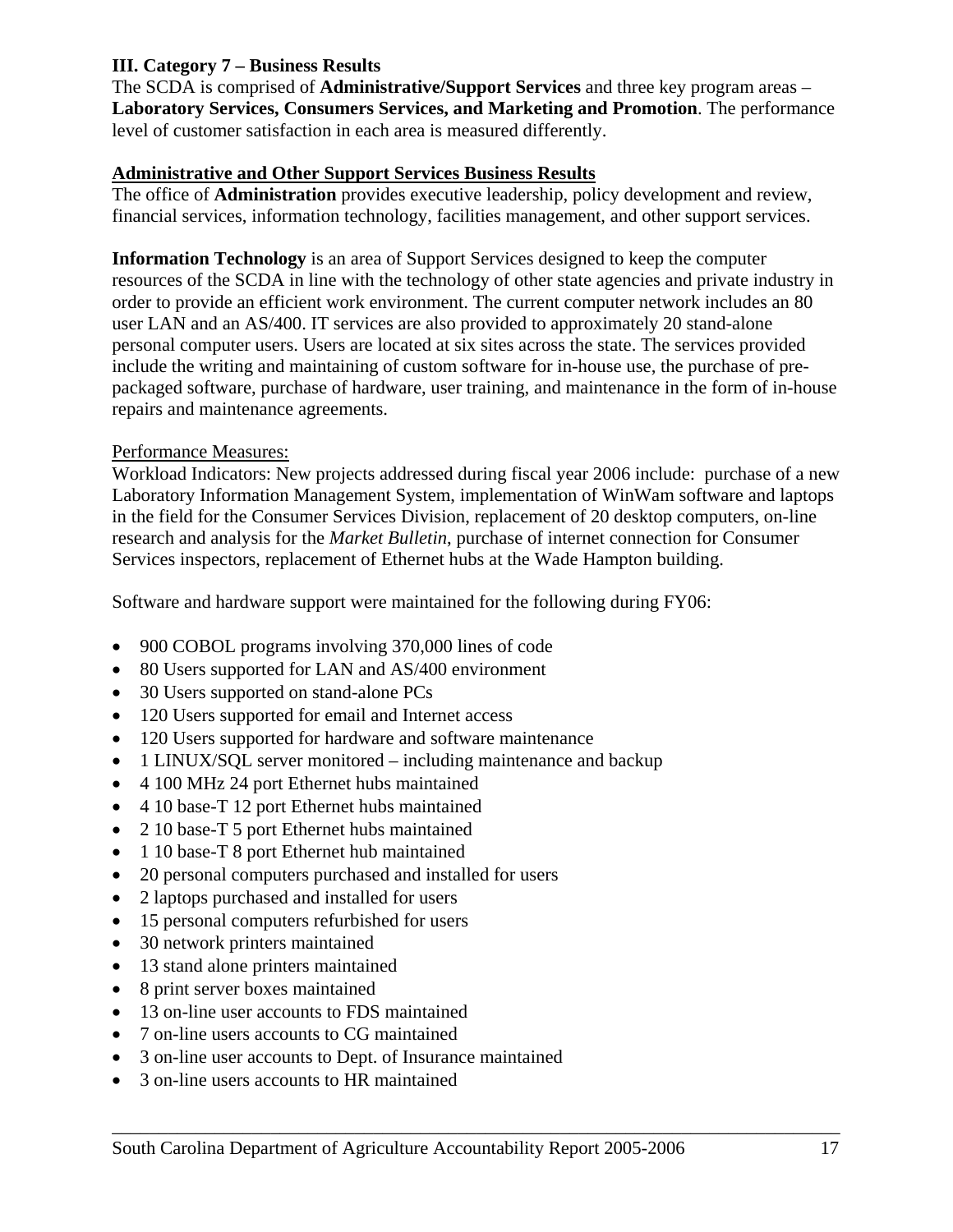## III. Category 7 – Business Results

The SCDA is comprised of **Administrative/Support Services** and three key program areas – **Laboratory Services, Consumers Services, and Marketing and Promotion**. The performance level of customer satisfaction in each area is measured differently.

### Administrative and Other Support Services Business Results

The office of **Administration** provides executive leadership, policy development and review, financial services, information technology, facilities management, and other support services.

**Information Technology** is an area of Support Services designed to keep the computer resources of the SCDA in line with the technology of other state agencies and private industry in order to provide an efficient work environment. The current computer network includes an 80 user LAN and an AS/400. IT services are also provided to approximately 20 stand-alone personal computer users. Users are located at six sites across the state. The services provided include the writing and maintaining of custom software for in-house use, the purchase of pre-packaged software, purchase of hardware, user training, and maintenance in the form of in-house repairs and maintenance agreements.

Performance Measures:

Workload Indicators: New projects addressed during fiscal year 2006 include: purchase of a new Laboratory Information Management System, implementation of WinWam software and laptops in the field for the Consumer Services Division, replacement of 20 desktop computers, on-line research and analysis for the *Market Bulletin*, purchase of internet connection for Consumer Services inspectors, replacement of Ethernet hubs at the Wade Hampton building.

Software and hardware support were maintained for the following during FY06:

- 900 COBOL programs involving 370,000 lines of code
- 80 Users supported for LAN and AS/400 environment
- 30 Users supported on stand-alone PCs
- 120 Users supported for email and Internet access
- 120 Users supported for hardware and software maintenance
- 1 LINUX/SQL server monitored – including maintenance and backup
- 4 100 MHz 24 port Ethernet hubs maintained
- 4 10 base-T 12 port Ethernet hubs maintained
- 2 10 base-T 5 port Ethernet hubs maintained
- 1 10 base-T 8 port Ethernet hub maintained
- 20 personal computers purchased and installed for users
- 2 laptops purchased and installed for users
- 15 personal computers refurbished for users
- 30 network printers maintained
- 13 stand alone printers maintained
- 8 print server boxes maintained
- 13 on-line user accounts to FDS maintained
- 7 on-line users accounts to CG maintained
- 3 on-line user accounts to Dept. of Insurance maintained
- 3 on-line users accounts to HR maintained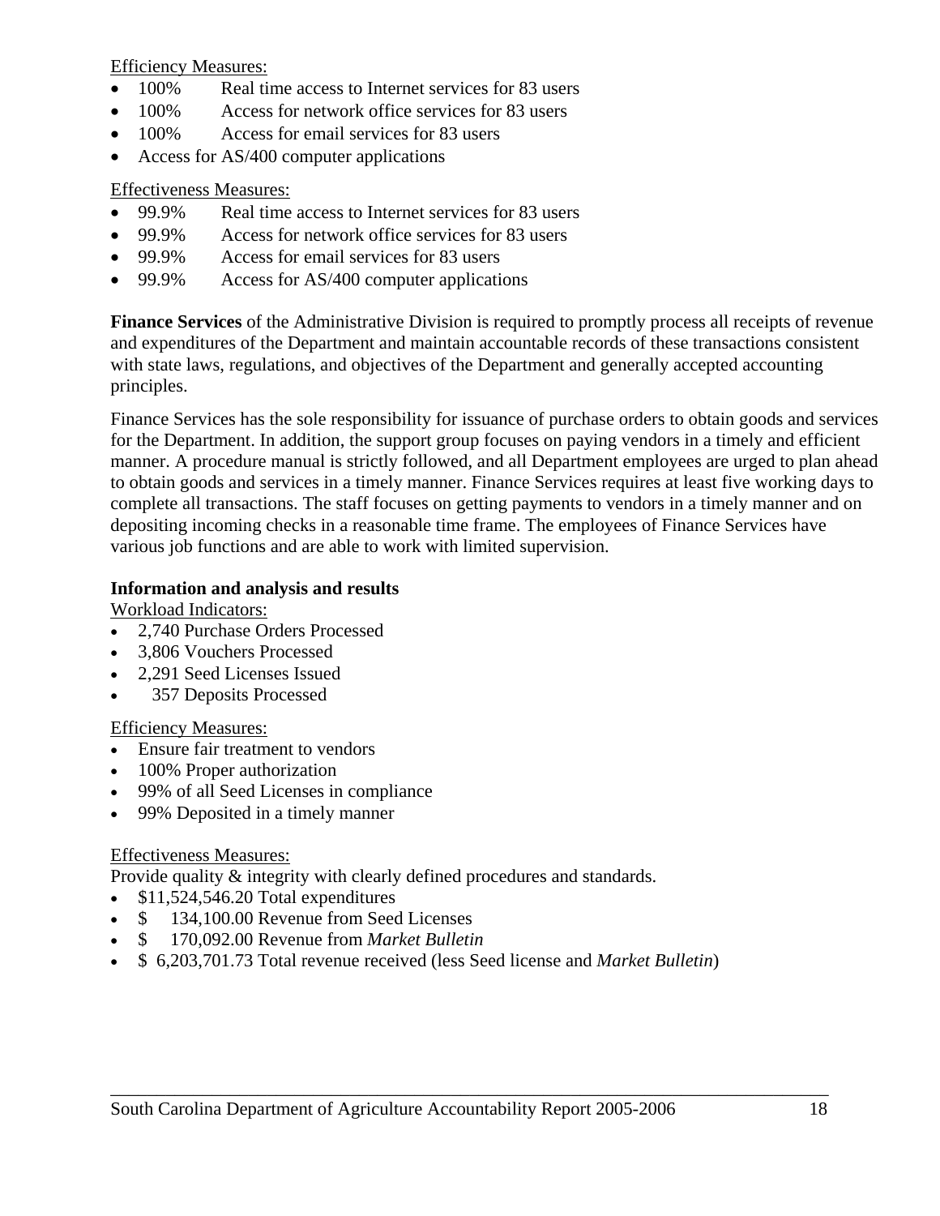Efficiency Measures:

- 100%  Real time access to Internet services for 83 users
- 100%  Access for network office services for 83 users
- 100%  Access for email services for 83 users
- Access for AS/400 computer applications

Effectiveness Measures:

- 99.9%  Real time access to Internet services for 83 users
- 99.9%  Access for network office services for 83 users
- 99.9%  Access for email services for 83 users
- 99.9%  Access for AS/400 computer applications

**Finance Services** of the Administrative Division is required to promptly process all receipts of revenue and expenditures of the Department and maintain accountable records of these transactions consistent with state laws, regulations, and objectives of the Department and generally accepted accounting principles.

Finance Services has the sole responsibility for issuance of purchase orders to obtain goods and services for the Department. In addition, the support group focuses on paying vendors in a timely and efficient manner. A procedure manual is strictly followed, and all Department employees are urged to plan ahead to obtain goods and services in a timely manner. Finance Services requires at least five working days to complete all transactions. The staff focuses on getting payments to vendors in a timely manner and on depositing incoming checks in a reasonable time frame. The employees of Finance Services have various job functions and are able to work with limited supervision.

**Information and analysis and results**

Workload Indicators:

- 2,740 Purchase Orders Processed
- 3,806 Vouchers Processed
- 2,291 Seed Licenses Issued
- 357 Deposits Processed

Efficiency Measures:

- Ensure fair treatment to vendors
- 100% Proper authorization
- 99% of all Seed Licenses in compliance
- 99% Deposited in a timely manner

Effectiveness Measures:

Provide quality & integrity with clearly defined procedures and standards.

- $11,524,546.20 Total expenditures
- $ 134,100.00 Revenue from Seed Licenses
- $ 170,092.00 Revenue from *Market Bulletin*
- $ 6,203,701.73 Total revenue received (less Seed license and *Market Bulletin*)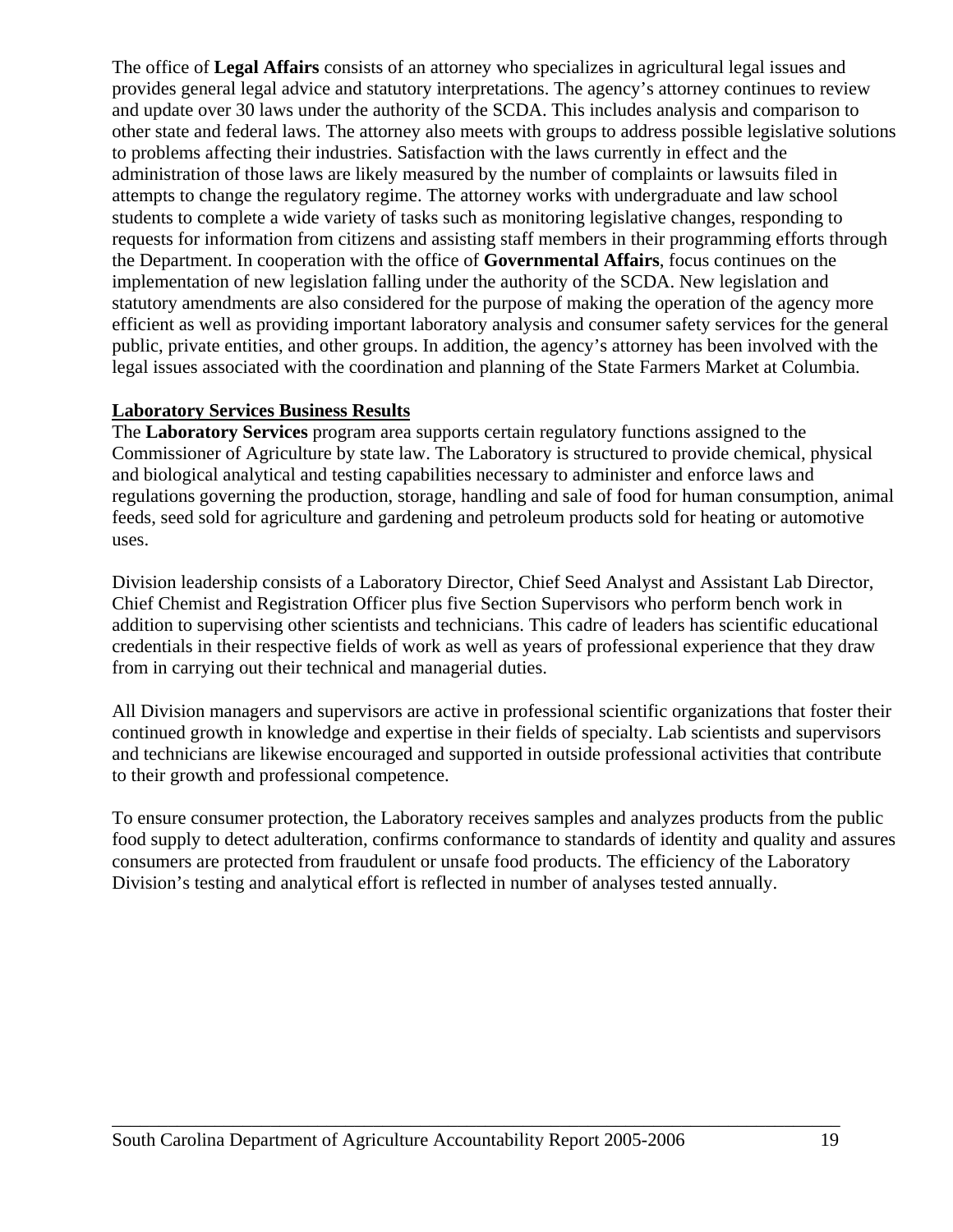The office of **Legal Affairs** consists of an attorney who specializes in agricultural legal issues and provides general legal advice and statutory interpretations. The agency's attorney continues to review and update over 30 laws under the authority of the SCDA. This includes analysis and comparison to other state and federal laws. The attorney also meets with groups to address possible legislative solutions to problems affecting their industries. Satisfaction with the laws currently in effect and the administration of those laws are likely measured by the number of complaints or lawsuits filed in attempts to change the regulatory regime. The attorney works with undergraduate and law school students to complete a wide variety of tasks such as monitoring legislative changes, responding to requests for information from citizens and assisting staff members in their programming efforts through the Department. In cooperation with the office of **Governmental Affairs**, focus continues on the implementation of new legislation falling under the authority of the SCDA. New legislation and statutory amendments are also considered for the purpose of making the operation of the agency more efficient as well as providing important laboratory analysis and consumer safety services for the general public, private entities, and other groups. In addition, the agency's attorney has been involved with the legal issues associated with the coordination and planning of the State Farmers Market at Columbia.

**Laboratory Services Business Results**

The **Laboratory Services** program area supports certain regulatory functions assigned to the Commissioner of Agriculture by state law. The Laboratory is structured to provide chemical, physical and biological analytical and testing capabilities necessary to administer and enforce laws and regulations governing the production, storage, handling and sale of food for human consumption, animal feeds, seed sold for agriculture and gardening and petroleum products sold for heating or automotive uses.

Division leadership consists of a Laboratory Director, Chief Seed Analyst and Assistant Lab Director, Chief Chemist and Registration Officer plus five Section Supervisors who perform bench work in addition to supervising other scientists and technicians. This cadre of leaders has scientific educational credentials in their respective fields of work as well as years of professional experience that they draw from in carrying out their technical and managerial duties.

All Division managers and supervisors are active in professional scientific organizations that foster their continued growth in knowledge and expertise in their fields of specialty. Lab scientists and supervisors and technicians are likewise encouraged and supported in outside professional activities that contribute to their growth and professional competence.

To ensure consumer protection, the Laboratory receives samples and analyzes products from the public food supply to detect adulteration, confirms conformance to standards of identity and quality and assures consumers are protected from fraudulent or unsafe food products. The efficiency of the Laboratory Division's testing and analytical effort is reflected in number of analyses tested annually.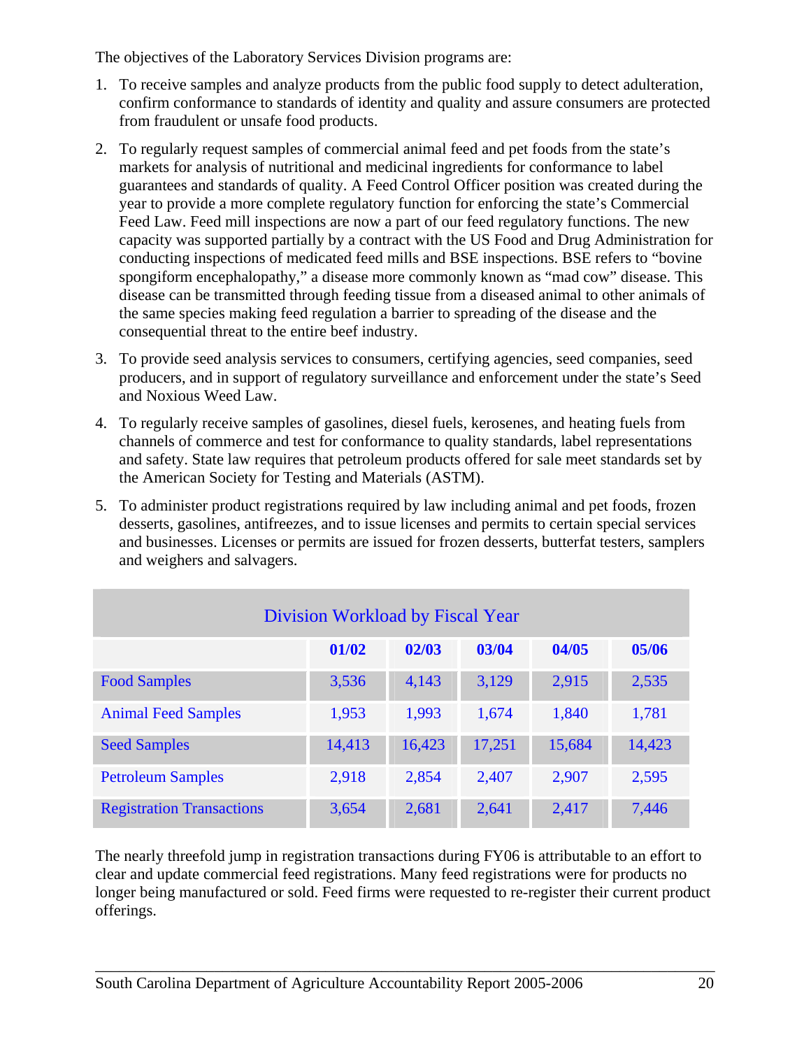The objectives of the Laboratory Services Division programs are:

1. To receive samples and analyze products from the public food supply to detect adulteration, confirm conformance to standards of identity and quality and assure consumers are protected from fraudulent or unsafe food products.
2. To regularly request samples of commercial animal feed and pet foods from the state's markets for analysis of nutritional and medicinal ingredients for conformance to label guarantees and standards of quality. A Feed Control Officer position was created during the year to provide a more complete regulatory function for enforcing the state's Commercial Feed Law. Feed mill inspections are now a part of our feed regulatory functions. The new capacity was supported partially by a contract with the US Food and Drug Administration for conducting inspections of medicated feed mills and BSE inspections. BSE refers to "bovine spongiform encephalopathy," a disease more commonly known as "mad cow" disease. This disease can be transmitted through feeding tissue from a diseased animal to other animals of the same species making feed regulation a barrier to spreading of the disease and the consequential threat to the entire beef industry.
3. To provide seed analysis services to consumers, certifying agencies, seed companies, seed producers, and in support of regulatory surveillance and enforcement under the state's Seed and Noxious Weed Law.
4. To regularly receive samples of gasolines, diesel fuels, kerosenes, and heating fuels from channels of commerce and test for conformance to quality standards, label representations and safety. State law requires that petroleum products offered for sale meet standards set by the American Society for Testing and Materials (ASTM).
5. To administer product registrations required by law including animal and pet foods, frozen desserts, gasolines, antifreezes, and to issue licenses and permits to certain special services and businesses. Licenses or permits are issued for frozen desserts, butterfat testers, samplers and weighers and salvagers.

**Division Workload by Fiscal Year**

| | 01/02 | 02/03 | 03/04 | 04/05 | 05/06 |
|---|---|---|---|---|---|
| Food Samples | 3,536 | 4,143 | 3,129 | 2,915 | 2,535 |
| Animal Feed Samples | 1,953 | 1,993 | 1,674 | 1,840 | 1,781 |
| Seed Samples | 14,413 | 16,423 | 17,251 | 15,684 | 14,423 |
| Petroleum Samples | 2,918 | 2,854 | 2,407 | 2,907 | 2,595 |
| Registration Transactions | 3,654 | 2,681 | 2,641 | 2,417 | 7,446 |

The nearly threefold jump in registration transactions during FY06 is attributable to an effort to clear and update commercial feed registrations. Many feed registrations were for products no longer being manufactured or sold. Feed firms were requested to re-register their current product offerings.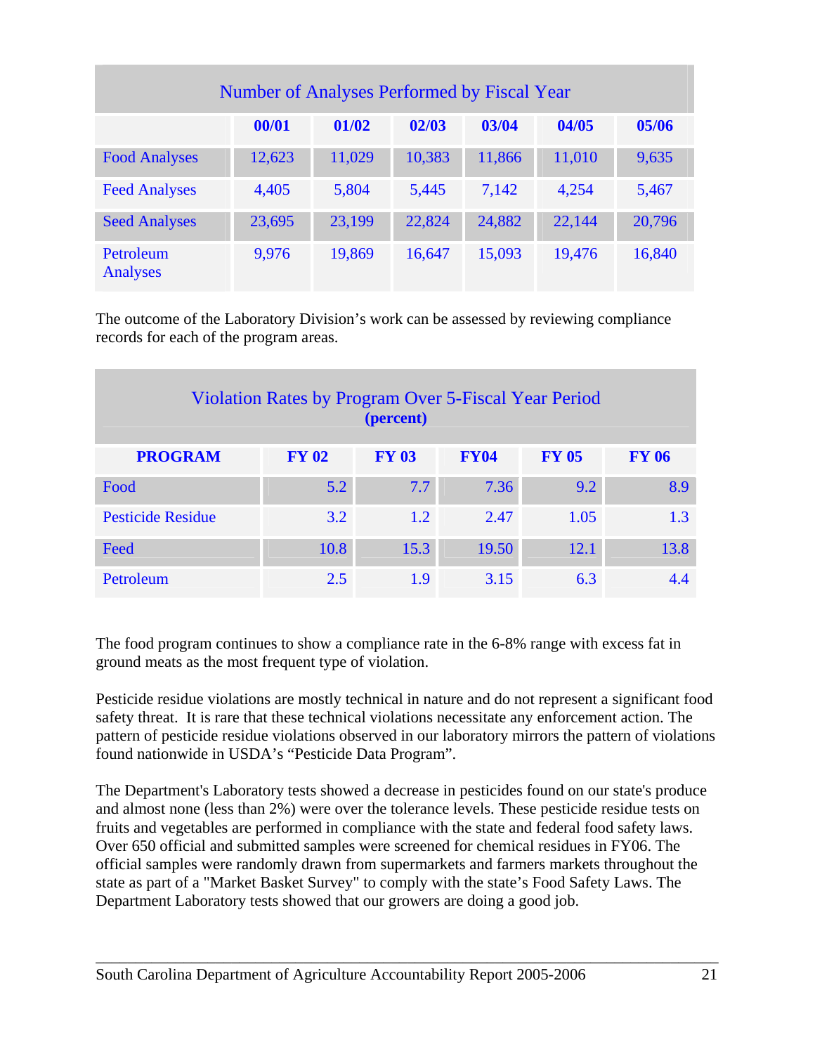| Number of Analyses Performed by Fiscal Year | | | | | | |
|---|---|---|---|---|---|---|
| | **00/01** | **01/02** | **02/03** | **03/04** | **04/05** | **05/06** |
| Food Analyses | 12,623 | 11,029 | 10,383 | 11,866 | 11,010 | 9,635 |
| Feed Analyses | 4,405 | 5,804 | 5,445 | 7,142 | 4,254 | 5,467 |
| Seed Analyses | 23,695 | 23,199 | 22,824 | 24,882 | 22,144 | 20,796 |
| Petroleum Analyses | 9,976 | 19,869 | 16,647 | 15,093 | 19,476 | 16,840 |

The outcome of the Laboratory Division's work can be assessed by reviewing compliance records for each of the program areas.

| Violation Rates by Program Over 5-Fiscal Year Period **(percent)** | | | | | |
|---|---|---|---|---|---|
| **PROGRAM** | **FY 02** | **FY 03** | **FY04** | **FY 05** | **FY 06** |
| Food | 5.2 | 7.7 | 7.36 | 9.2 | 8.9 |
| Pesticide Residue | 3.2 | 1.2 | 2.47 | 1.05 | 1.3 |
| Feed | 10.8 | 15.3 | 19.50 | 12.1 | 13.8 |
| Petroleum | 2.5 | 1.9 | 3.15 | 6.3 | 4.4 |

The food program continues to show a compliance rate in the 6-8% range with excess fat in ground meats as the most frequent type of violation.

Pesticide residue violations are mostly technical in nature and do not represent a significant food safety threat. It is rare that these technical violations necessitate any enforcement action. The pattern of pesticide residue violations observed in our laboratory mirrors the pattern of violations found nationwide in USDA's "Pesticide Data Program".

The Department's Laboratory tests showed a decrease in pesticides found on our state's produce and almost none (less than 2%) were over the tolerance levels. These pesticide residue tests on fruits and vegetables are performed in compliance with the state and federal food safety laws. Over 650 official and submitted samples were screened for chemical residues in FY06. The official samples were randomly drawn from supermarkets and farmers markets throughout the state as part of a "Market Basket Survey" to comply with the state's Food Safety Laws. The Department Laboratory tests showed that our growers are doing a good job.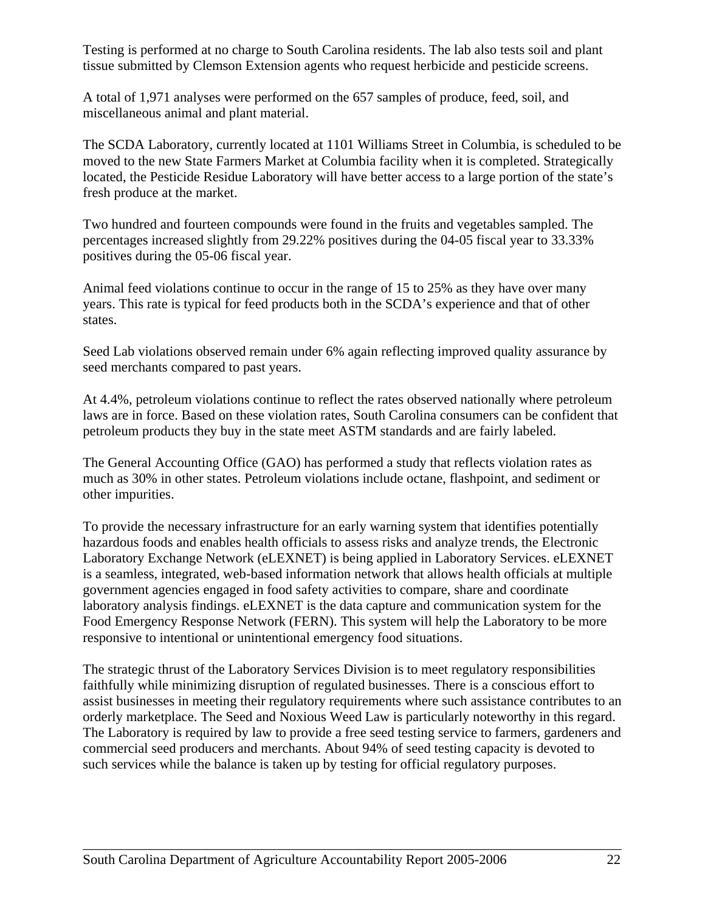Testing is performed at no charge to South Carolina residents. The lab also tests soil and plant tissue submitted by Clemson Extension agents who request herbicide and pesticide screens.

A total of 1,971 analyses were performed on the 657 samples of produce, feed, soil, and miscellaneous animal and plant material.

The SCDA Laboratory, currently located at 1101 Williams Street in Columbia, is scheduled to be moved to the new State Farmers Market at Columbia facility when it is completed. Strategically located, the Pesticide Residue Laboratory will have better access to a large portion of the state's fresh produce at the market.

Two hundred and fourteen compounds were found in the fruits and vegetables sampled. The percentages increased slightly from 29.22% positives during the 04-05 fiscal year to 33.33% positives during the 05-06 fiscal year.

Animal feed violations continue to occur in the range of 15 to 25% as they have over many years. This rate is typical for feed products both in the SCDA's experience and that of other states.

Seed Lab violations observed remain under 6% again reflecting improved quality assurance by seed merchants compared to past years.

At 4.4%, petroleum violations continue to reflect the rates observed nationally where petroleum laws are in force. Based on these violation rates, South Carolina consumers can be confident that petroleum products they buy in the state meet ASTM standards and are fairly labeled.

The General Accounting Office (GAO) has performed a study that reflects violation rates as much as 30% in other states. Petroleum violations include octane, flashpoint, and sediment or other impurities.

To provide the necessary infrastructure for an early warning system that identifies potentially hazardous foods and enables health officials to assess risks and analyze trends, the Electronic Laboratory Exchange Network (eLEXNET) is being applied in Laboratory Services. eLEXNET is a seamless, integrated, web-based information network that allows health officials at multiple government agencies engaged in food safety activities to compare, share and coordinate laboratory analysis findings. eLEXNET is the data capture and communication system for the Food Emergency Response Network (FERN). This system will help the Laboratory to be more responsive to intentional or unintentional emergency food situations.

The strategic thrust of the Laboratory Services Division is to meet regulatory responsibilities faithfully while minimizing disruption of regulated businesses. There is a conscious effort to assist businesses in meeting their regulatory requirements where such assistance contributes to an orderly marketplace. The Seed and Noxious Weed Law is particularly noteworthy in this regard. The Laboratory is required by law to provide a free seed testing service to farmers, gardeners and commercial seed producers and merchants. About 94% of seed testing capacity is devoted to such services while the balance is taken up by testing for official regulatory purposes.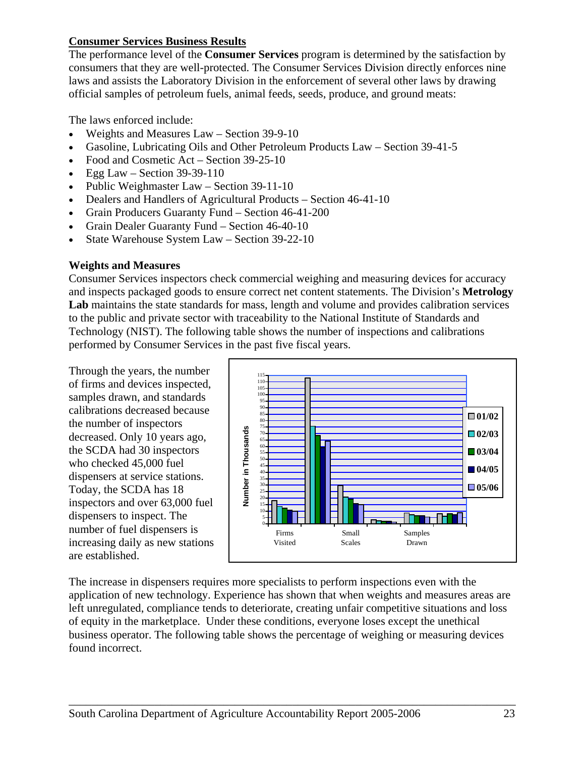## Consumer Services Business Results

The performance level of the **Consumer Services** program is determined by the satisfaction by consumers that they are well-protected. The Consumer Services Division directly enforces nine laws and assists the Laboratory Division in the enforcement of several other laws by drawing official samples of petroleum fuels, animal feeds, seeds, produce, and ground meats:

The laws enforced include:

- Weights and Measures Law – Section 39-9-10
- Gasoline, Lubricating Oils and Other Petroleum Products Law – Section 39-41-5
- Food and Cosmetic Act – Section 39-25-10
- Egg Law – Section 39-39-110
- Public Weighmaster Law – Section 39-11-10
- Dealers and Handlers of Agricultural Products – Section 46-41-10
- Grain Producers Guaranty Fund – Section 46-41-200
- Grain Dealer Guaranty Fund – Section 46-40-10
- State Warehouse System Law – Section 39-22-10

### Weights and Measures

Consumer Services inspectors check commercial weighing and measuring devices for accuracy and inspects packaged goods to ensure correct net content statements. The Division's **Metrology Lab** maintains the state standards for mass, length and volume and provides calibration services to the public and private sector with traceability to the National Institute of Standards and Technology (NIST). The following table shows the number of inspections and calibrations performed by Consumer Services in the past five fiscal years.

Through the years, the number of firms and devices inspected, samples drawn, and standards calibrations decreased because the number of inspectors decreased. Only 10 years ago, the SCDA had 30 inspectors who checked 45,000 fuel dispensers at service stations. Today, the SCDA has 18 inspectors and over 63,000 fuel dispensers to inspect. The number of fuel dispensers is increasing daily as new stations are established.

The increase in dispensers requires more specialists to perform inspections even with the application of new technology. Experience has shown that when weights and measures areas are left unregulated, compliance tends to deteriorate, creating unfair competitive situations and loss of equity in the marketplace. Under these conditions, everyone loses except the unethical business operator. The following table shows the percentage of weighing or measuring devices found incorrect.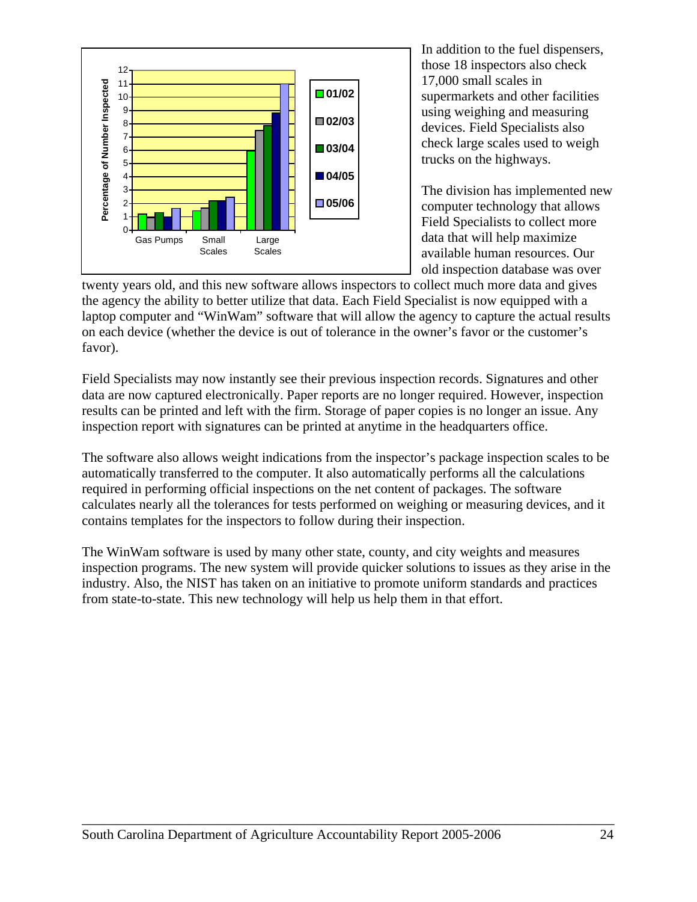In addition to the fuel dispensers, those 18 inspectors also check 17,000 small scales in supermarkets and other facilities using weighing and measuring devices. Field Specialists also check large scales used to weigh trucks on the highways.

The division has implemented new computer technology that allows Field Specialists to collect more data that will help maximize available human resources. Our old inspection database was over twenty years old, and this new software allows inspectors to collect much more data and gives the agency the ability to better utilize that data. Each Field Specialist is now equipped with a laptop computer and "WinWam" software that will allow the agency to capture the actual results on each device (whether the device is out of tolerance in the owner's favor or the customer's favor).

Field Specialists may now instantly see their previous inspection records. Signatures and other data are now captured electronically. Paper reports are no longer required. However, inspection results can be printed and left with the firm. Storage of paper copies is no longer an issue. Any inspection report with signatures can be printed at anytime in the headquarters office.

The software also allows weight indications from the inspector's package inspection scales to be automatically transferred to the computer. It also automatically performs all the calculations required in performing official inspections on the net content of packages. The software calculates nearly all the tolerances for tests performed on weighing or measuring devices, and it contains templates for the inspectors to follow during their inspection.

The WinWam software is used by many other state, county, and city weights and measures inspection programs. The new system will provide quicker solutions to issues as they arise in the industry. Also, the NIST has taken on an initiative to promote uniform standards and practices from state-to-state. This new technology will help us help them in that effort.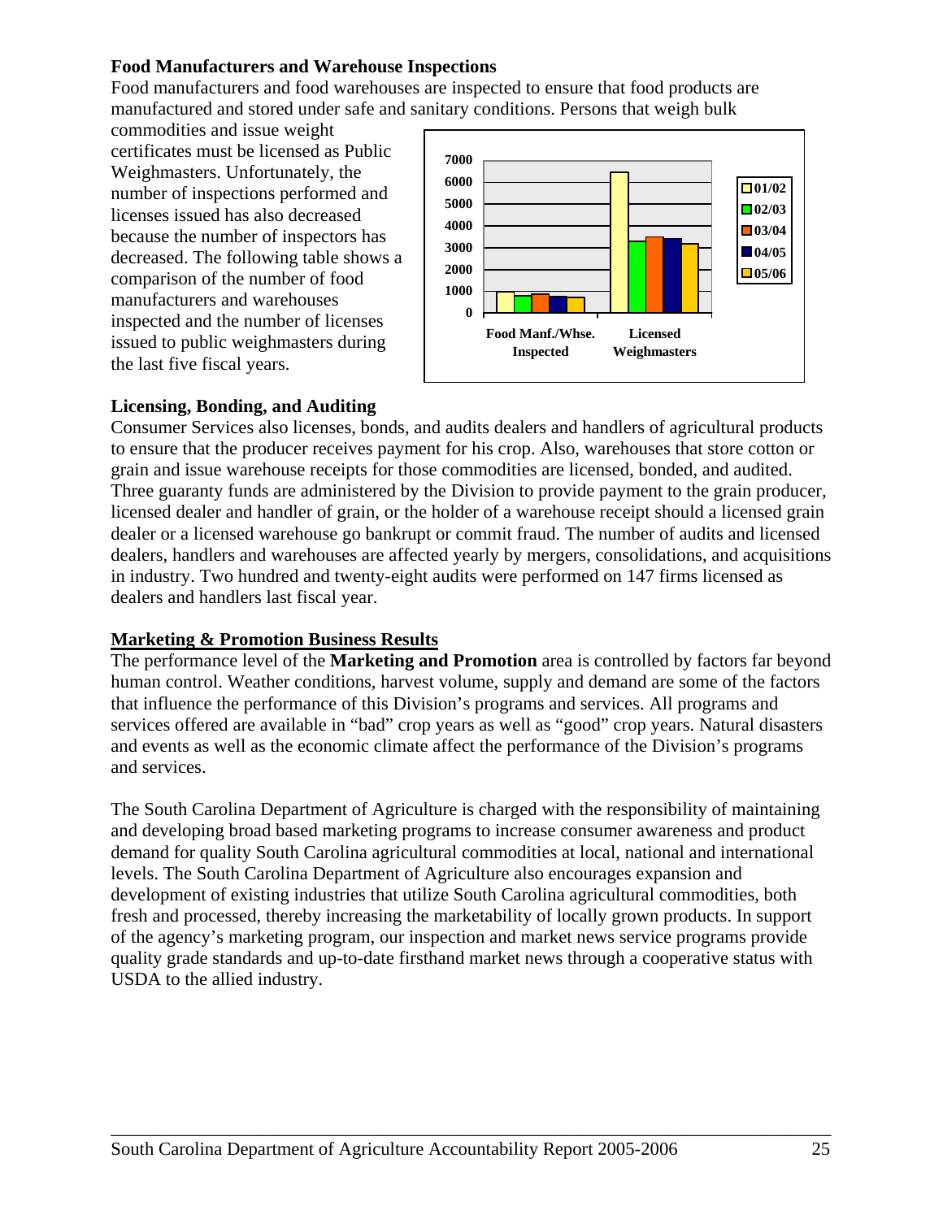### Food Manufacturers and Warehouse Inspections

Food manufacturers and food warehouses are inspected to ensure that food products are manufactured and stored under safe and sanitary conditions. Persons that weigh bulk commodities and issue weight certificates must be licensed as Public Weighmasters. Unfortunately, the number of inspections performed and licenses issued has also decreased because the number of inspectors has decreased. The following table shows a comparison of the number of food manufacturers and warehouses inspected and the number of licenses issued to public weighmasters during the last five fiscal years.

### Licensing, Bonding, and Auditing

Consumer Services also licenses, bonds, and audits dealers and handlers of agricultural products to ensure that the producer receives payment for his crop. Also, warehouses that store cotton or grain and issue warehouse receipts for those commodities are licensed, bonded, and audited. Three guaranty funds are administered by the Division to provide payment to the grain producer, licensed dealer and handler of grain, or the holder of a warehouse receipt should a licensed grain dealer or a licensed warehouse go bankrupt or commit fraud. The number of audits and licensed dealers, handlers and warehouses are affected yearly by mergers, consolidations, and acquisitions in industry. Two hundred and twenty-eight audits were performed on 147 firms licensed as dealers and handlers last fiscal year.

### Marketing & Promotion Business Results

The performance level of the **Marketing and Promotion** area is controlled by factors far beyond human control. Weather conditions, harvest volume, supply and demand are some of the factors that influence the performance of this Division's programs and services. All programs and services offered are available in "bad" crop years as well as "good" crop years. Natural disasters and events as well as the economic climate affect the performance of the Division's programs and services.

The South Carolina Department of Agriculture is charged with the responsibility of maintaining and developing broad based marketing programs to increase consumer awareness and product demand for quality South Carolina agricultural commodities at local, national and international levels. The South Carolina Department of Agriculture also encourages expansion and development of existing industries that utilize South Carolina agricultural commodities, both fresh and processed, thereby increasing the marketability of locally grown products. In support of the agency's marketing program, our inspection and market news service programs provide quality grade standards and up-to-date firsthand market news through a cooperative status with USDA to the allied industry.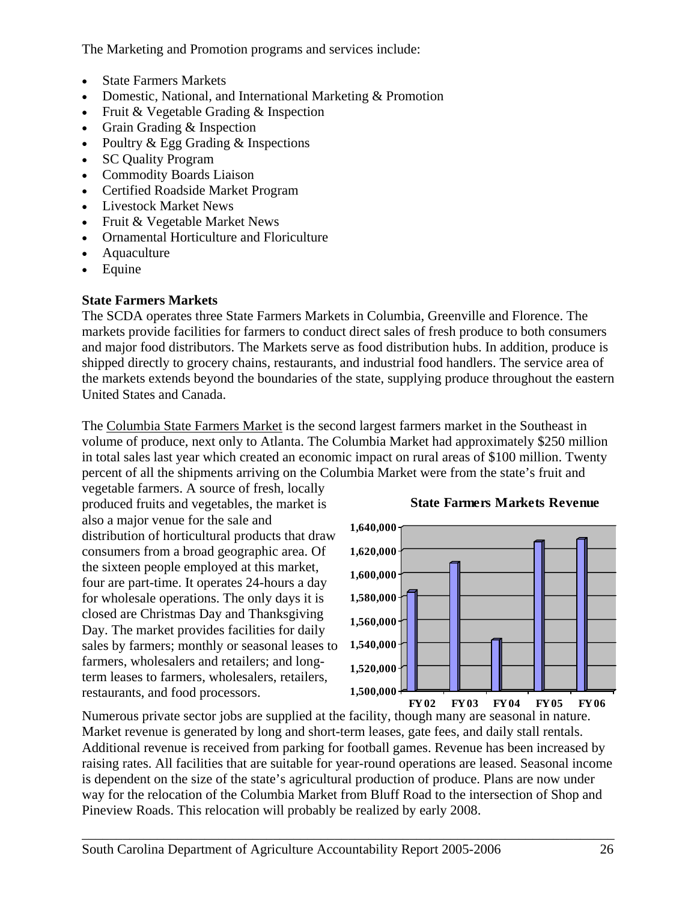The Marketing and Promotion programs and services include:

- State Farmers Markets
- Domestic, National, and International Marketing & Promotion
- Fruit & Vegetable Grading & Inspection
- Grain Grading & Inspection
- Poultry & Egg Grading & Inspections
- SC Quality Program
- Commodity Boards Liaison
- Certified Roadside Market Program
- Livestock Market News
- Fruit & Vegetable Market News
- Ornamental Horticulture and Floriculture
- Aquaculture
- Equine

**State Farmers Markets**

The SCDA operates three State Farmers Markets in Columbia, Greenville and Florence. The markets provide facilities for farmers to conduct direct sales of fresh produce to both consumers and major food distributors. The Markets serve as food distribution hubs. In addition, produce is shipped directly to grocery chains, restaurants, and industrial food handlers. The service area of the markets extends beyond the boundaries of the state, supplying produce throughout the eastern United States and Canada.

The Columbia State Farmers Market is the second largest farmers market in the Southeast in volume of produce, next only to Atlanta. The Columbia Market had approximately $250 million in total sales last year which created an economic impact on rural areas of $100 million. Twenty percent of all the shipments arriving on the Columbia Market were from the state's fruit and vegetable farmers. A source of fresh, locally produced fruits and vegetables, the market is also a major venue for the sale and distribution of horticultural products that draw consumers from a broad geographic area. Of the sixteen people employed at this market, four are part-time. It operates 24-hours a day for wholesale operations. The only days it is closed are Christmas Day and Thanksgiving Day. The market provides facilities for daily sales by farmers; monthly or seasonal leases to farmers, wholesalers and retailers; and long-term leases to farmers, wholesalers, retailers, restaurants, and food processors.

**State Farmers Markets Revenue**

| FY | Revenue (approx.) |
|---|---|
| FY02 | 1,585,000 |
| FY03 | 1,610,000 |
| FY04 | 1,544,000 |
| FY05 | 1,628,000 |
| FY06 | 1,630,000 |

Numerous private sector jobs are supplied at the facility, though many are seasonal in nature. Market revenue is generated by long and short-term leases, gate fees, and daily stall rentals. Additional revenue is received from parking for football games. Revenue has been increased by raising rates. All facilities that are suitable for year-round operations are leased. Seasonal income is dependent on the size of the state's agricultural production of produce. Plans are now under way for the relocation of the Columbia Market from Bluff Road to the intersection of Shop and Pineview Roads. This relocation will probably be realized by early 2008.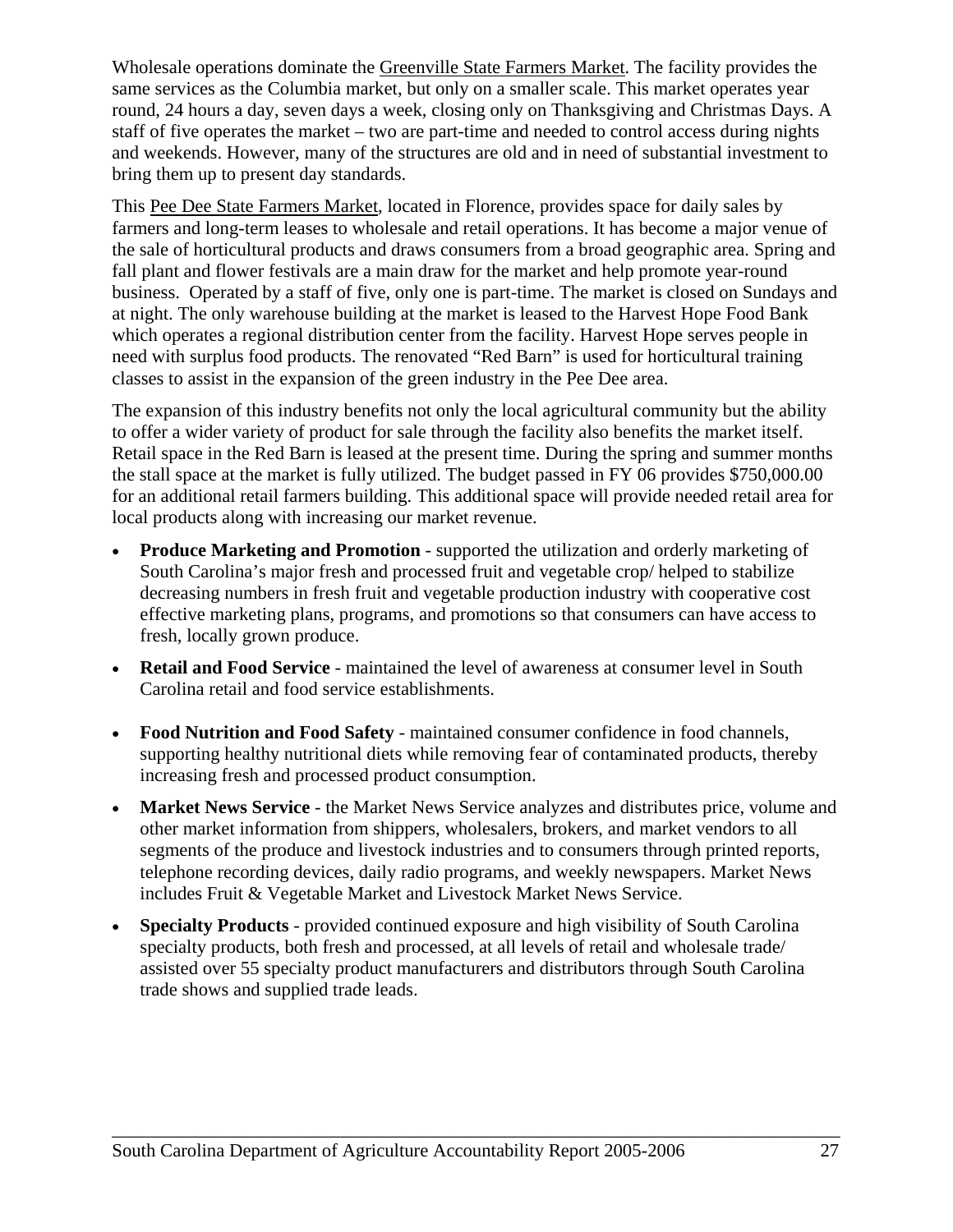Wholesale operations dominate the Greenville State Farmers Market. The facility provides the same services as the Columbia market, but only on a smaller scale. This market operates year round, 24 hours a day, seven days a week, closing only on Thanksgiving and Christmas Days. A staff of five operates the market – two are part-time and needed to control access during nights and weekends. However, many of the structures are old and in need of substantial investment to bring them up to present day standards.

This Pee Dee State Farmers Market, located in Florence, provides space for daily sales by farmers and long-term leases to wholesale and retail operations. It has become a major venue of the sale of horticultural products and draws consumers from a broad geographic area. Spring and fall plant and flower festivals are a main draw for the market and help promote year-round business. Operated by a staff of five, only one is part-time. The market is closed on Sundays and at night. The only warehouse building at the market is leased to the Harvest Hope Food Bank which operates a regional distribution center from the facility. Harvest Hope serves people in need with surplus food products. The renovated "Red Barn" is used for horticultural training classes to assist in the expansion of the green industry in the Pee Dee area.

The expansion of this industry benefits not only the local agricultural community but the ability to offer a wider variety of product for sale through the facility also benefits the market itself. Retail space in the Red Barn is leased at the present time. During the spring and summer months the stall space at the market is fully utilized. The budget passed in FY 06 provides $750,000.00 for an additional retail farmers building. This additional space will provide needed retail area for local products along with increasing our market revenue.

- **Produce Marketing and Promotion** - supported the utilization and orderly marketing of South Carolina's major fresh and processed fruit and vegetable crop/ helped to stabilize decreasing numbers in fresh fruit and vegetable production industry with cooperative cost effective marketing plans, programs, and promotions so that consumers can have access to fresh, locally grown produce.
- **Retail and Food Service** - maintained the level of awareness at consumer level in South Carolina retail and food service establishments.
- **Food Nutrition and Food Safety** - maintained consumer confidence in food channels, supporting healthy nutritional diets while removing fear of contaminated products, thereby increasing fresh and processed product consumption.
- **Market News Service** - the Market News Service analyzes and distributes price, volume and other market information from shippers, wholesalers, brokers, and market vendors to all segments of the produce and livestock industries and to consumers through printed reports, telephone recording devices, daily radio programs, and weekly newspapers. Market News includes Fruit & Vegetable Market and Livestock Market News Service.
- **Specialty Products** - provided continued exposure and high visibility of South Carolina specialty products, both fresh and processed, at all levels of retail and wholesale trade/ assisted over 55 specialty product manufacturers and distributors through South Carolina trade shows and supplied trade leads.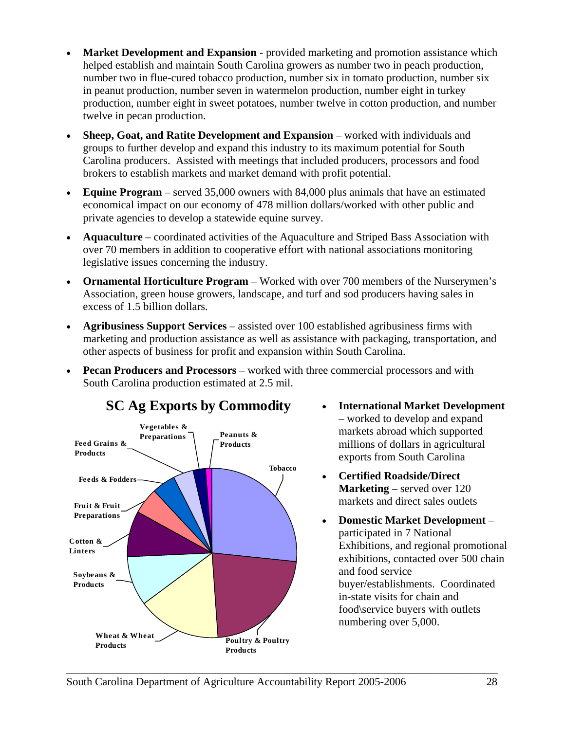- **Market Development and Expansion** - provided marketing and promotion assistance which helped establish and maintain South Carolina growers as number two in peach production, number two in flue-cured tobacco production, number six in tomato production, number six in peanut production, number seven in watermelon production, number eight in turkey production, number eight in sweet potatoes, number twelve in cotton production, and number twelve in pecan production.
- **Sheep, Goat, and Ratite Development and Expansion** – worked with individuals and groups to further develop and expand this industry to its maximum potential for South Carolina producers. Assisted with meetings that included producers, processors and food brokers to establish markets and market demand with profit potential.
- **Equine Program** – served 35,000 owners with 84,000 plus animals that have an estimated economical impact on our economy of 478 million dollars/worked with other public and private agencies to develop a statewide equine survey.
- **Aquaculture** – coordinated activities of the Aquaculture and Striped Bass Association with over 70 members in addition to cooperative effort with national associations monitoring legislative issues concerning the industry.
- **Ornamental Horticulture Program** – Worked with over 700 members of the Nurserymen's Association, green house growers, landscape, and turf and sod producers having sales in excess of 1.5 billion dollars.
- **Agribusiness Support Services** – assisted over 100 established agribusiness firms with marketing and production assistance as well as assistance with packaging, transportation, and other aspects of business for profit and expansion within South Carolina.
- **Pecan Producers and Processors** – worked with three commercial processors and with South Carolina production estimated at 2.5 mil.

**SC Ag Exports by Commodity**

Tobacco; Poultry & Poultry Products; Wheat & Wheat Products; Soybeans & Products; Cotton & Linters; Fruit & Fruit Preparations; Feeds & Fodders; Feed Grains & Products; Vegetables & Preparations; Peanuts & Products

- **International Market Development** – worked to develop and expand markets abroad which supported millions of dollars in agricultural exports from South Carolina
- **Certified Roadside/Direct Marketing** – served over 120 markets and direct sales outlets
- **Domestic Market Development** – participated in 7 National Exhibitions, and regional promotional exhibitions, contacted over 500 chain and food service buyer/establishments. Coordinated in-state visits for chain and food\service buyers with outlets numbering over 5,000.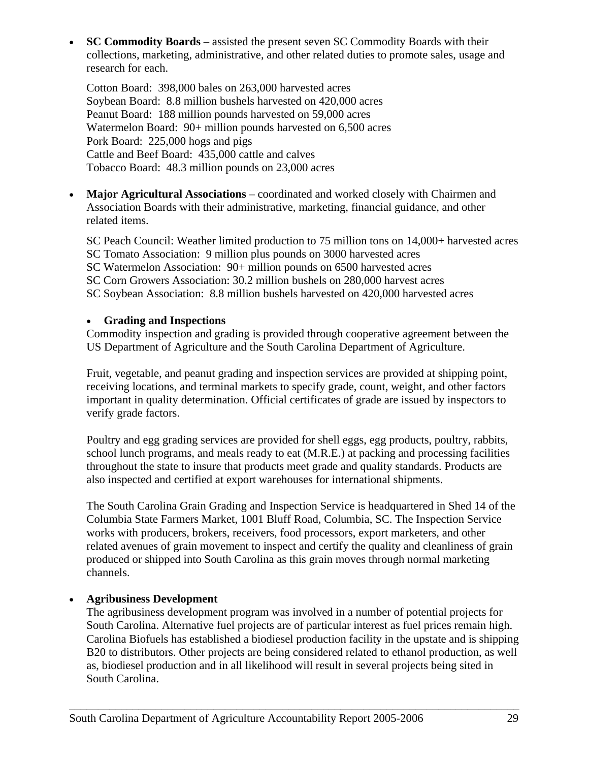- **SC Commodity Boards** – assisted the present seven SC Commodity Boards with their collections, marketing, administrative, and other related duties to promote sales, usage and research for each.

  Cotton Board: 398,000 bales on 263,000 harvested acres
  Soybean Board: 8.8 million bushels harvested on 420,000 acres
  Peanut Board: 188 million pounds harvested on 59,000 acres
  Watermelon Board: 90+ million pounds harvested on 6,500 acres
  Pork Board: 225,000 hogs and pigs
  Cattle and Beef Board: 435,000 cattle and calves
  Tobacco Board: 48.3 million pounds on 23,000 acres

- **Major Agricultural Associations** – coordinated and worked closely with Chairmen and Association Boards with their administrative, marketing, financial guidance, and other related items.

  SC Peach Council: Weather limited production to 75 million tons on 14,000+ harvested acres
  SC Tomato Association: 9 million plus pounds on 3000 harvested acres
  SC Watermelon Association: 90+ million pounds on 6500 harvested acres
  SC Corn Growers Association: 30.2 million bushels on 280,000 harvest acres
  SC Soybean Association: 8.8 million bushels harvested on 420,000 harvested acres

  - **Grading and Inspections**

  Commodity inspection and grading is provided through cooperative agreement between the US Department of Agriculture and the South Carolina Department of Agriculture.

  Fruit, vegetable, and peanut grading and inspection services are provided at shipping point, receiving locations, and terminal markets to specify grade, count, weight, and other factors important in quality determination. Official certificates of grade are issued by inspectors to verify grade factors.

  Poultry and egg grading services are provided for shell eggs, egg products, poultry, rabbits, school lunch programs, and meals ready to eat (M.R.E.) at packing and processing facilities throughout the state to insure that products meet grade and quality standards. Products are also inspected and certified at export warehouses for international shipments.

  The South Carolina Grain Grading and Inspection Service is headquartered in Shed 14 of the Columbia State Farmers Market, 1001 Bluff Road, Columbia, SC. The Inspection Service works with producers, brokers, receivers, food processors, export marketers, and other related avenues of grain movement to inspect and certify the quality and cleanliness of grain produced or shipped into South Carolina as this grain moves through normal marketing channels.

- **Agribusiness Development**

  The agribusiness development program was involved in a number of potential projects for South Carolina. Alternative fuel projects are of particular interest as fuel prices remain high. Carolina Biofuels has established a biodiesel production facility in the upstate and is shipping B20 to distributors. Other projects are being considered related to ethanol production, as well as, biodiesel production and in all likelihood will result in several projects being sited in South Carolina.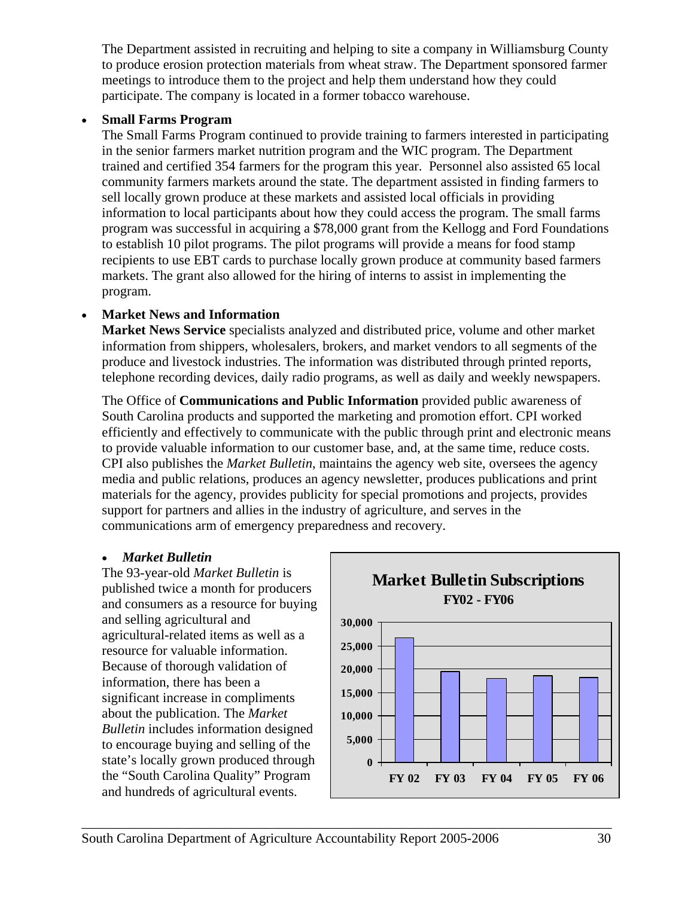The Department assisted in recruiting and helping to site a company in Williamsburg County to produce erosion protection materials from wheat straw. The Department sponsored farmer meetings to introduce them to the project and help them understand how they could participate. The company is located in a former tobacco warehouse.

- **Small Farms Program**
  The Small Farms Program continued to provide training to farmers interested in participating in the senior farmers market nutrition program and the WIC program. The Department trained and certified 354 farmers for the program this year. Personnel also assisted 65 local community farmers markets around the state. The department assisted in finding farmers to sell locally grown produce at these markets and assisted local officials in providing information to local participants about how they could access the program. The small farms program was successful in acquiring a $78,000 grant from the Kellogg and Ford Foundations to establish 10 pilot programs. The pilot programs will provide a means for food stamp recipients to use EBT cards to purchase locally grown produce at community based farmers markets. The grant also allowed for the hiring of interns to assist in implementing the program.

- **Market News and Information**
  **Market News Service** specialists analyzed and distributed price, volume and other market information from shippers, wholesalers, brokers, and market vendors to all segments of the produce and livestock industries. The information was distributed through printed reports, telephone recording devices, daily radio programs, as well as daily and weekly newspapers.

  The Office of **Communications and Public Information** provided public awareness of South Carolina products and supported the marketing and promotion effort. CPI worked efficiently and effectively to communicate with the public through print and electronic means to provide valuable information to our customer base, and, at the same time, reduce costs. CPI also publishes the *Market Bulletin*, maintains the agency web site, oversees the agency media and public relations, produces an agency newsletter, produces publications and print materials for the agency, provides publicity for special promotions and projects, provides support for partners and allies in the industry of agriculture, and serves in the communications arm of emergency preparedness and recovery.

  - ***Market Bulletin***
    The 93-year-old *Market Bulletin* is published twice a month for producers and consumers as a resource for buying and selling agricultural and agricultural-related items as well as a resource for valuable information. Because of thorough validation of information, there has been a significant increase in compliments about the publication. The *Market Bulletin* includes information designed to encourage buying and selling of the state's locally grown produced through the "South Carolina Quality" Program and hundreds of agricultural events.

**Market Bulletin Subscriptions**
**FY02 - FY06**

| Fiscal Year | Subscriptions (approx.) |
|---|---|
| FY 02 | ~26,700 |
| FY 03 | ~19,500 |
| FY 04 | ~18,000 |
| FY 05 | ~18,600 |
| FY 06 | ~18,200 |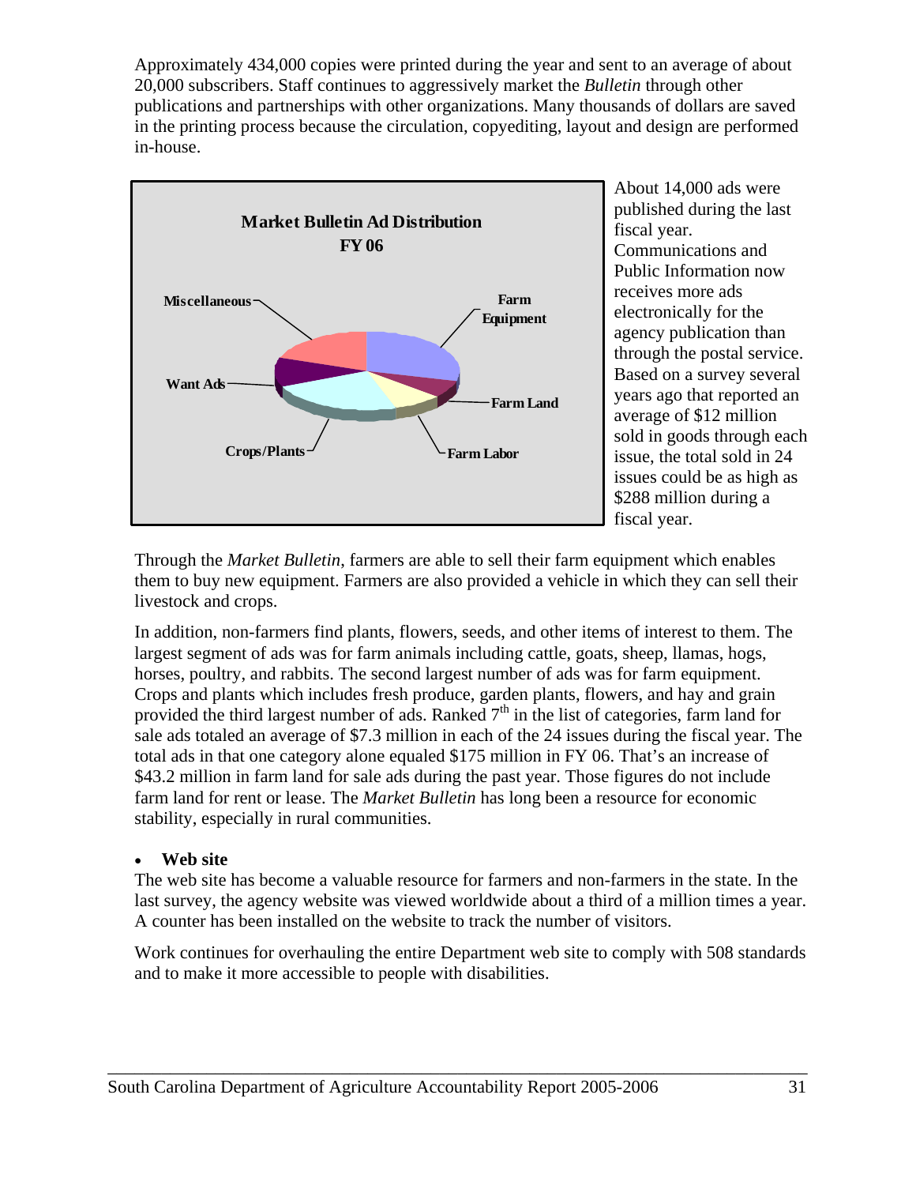Approximately 434,000 copies were printed during the year and sent to an average of about 20,000 subscribers. Staff continues to aggressively market the *Bulletin* through other publications and partnerships with other organizations. Many thousands of dollars are saved in the printing process because the circulation, copyediting, layout and design are performed in-house.

**Market Bulletin Ad Distribution FY 06**

Miscellaneous, Farm Equipment, Want Ads, Farm Land, Crops/Plants, Farm Labor

About 14,000 ads were published during the last fiscal year. Communications and Public Information now receives more ads electronically for the agency publication than through the postal service. Based on a survey several years ago that reported an average of $12 million sold in goods through each issue, the total sold in 24 issues could be as high as $288 million during a fiscal year.

Through the *Market Bulletin*, farmers are able to sell their farm equipment which enables them to buy new equipment. Farmers are also provided a vehicle in which they can sell their livestock and crops.

In addition, non-farmers find plants, flowers, seeds, and other items of interest to them. The largest segment of ads was for farm animals including cattle, goats, sheep, llamas, hogs, horses, poultry, and rabbits. The second largest number of ads was for farm equipment. Crops and plants which includes fresh produce, garden plants, flowers, and hay and grain provided the third largest number of ads. Ranked 7th in the list of categories, farm land for sale ads totaled an average of $7.3 million in each of the 24 issues during the fiscal year. The total ads in that one category alone equaled $175 million in FY 06. That's an increase of $43.2 million in farm land for sale ads during the past year. Those figures do not include farm land for rent or lease. The *Market Bulletin* has long been a resource for economic stability, especially in rural communities.

- **Web site**

The web site has become a valuable resource for farmers and non-farmers in the state. In the last survey, the agency website was viewed worldwide about a third of a million times a year. A counter has been installed on the website to track the number of visitors.

Work continues for overhauling the entire Department web site to comply with 508 standards and to make it more accessible to people with disabilities.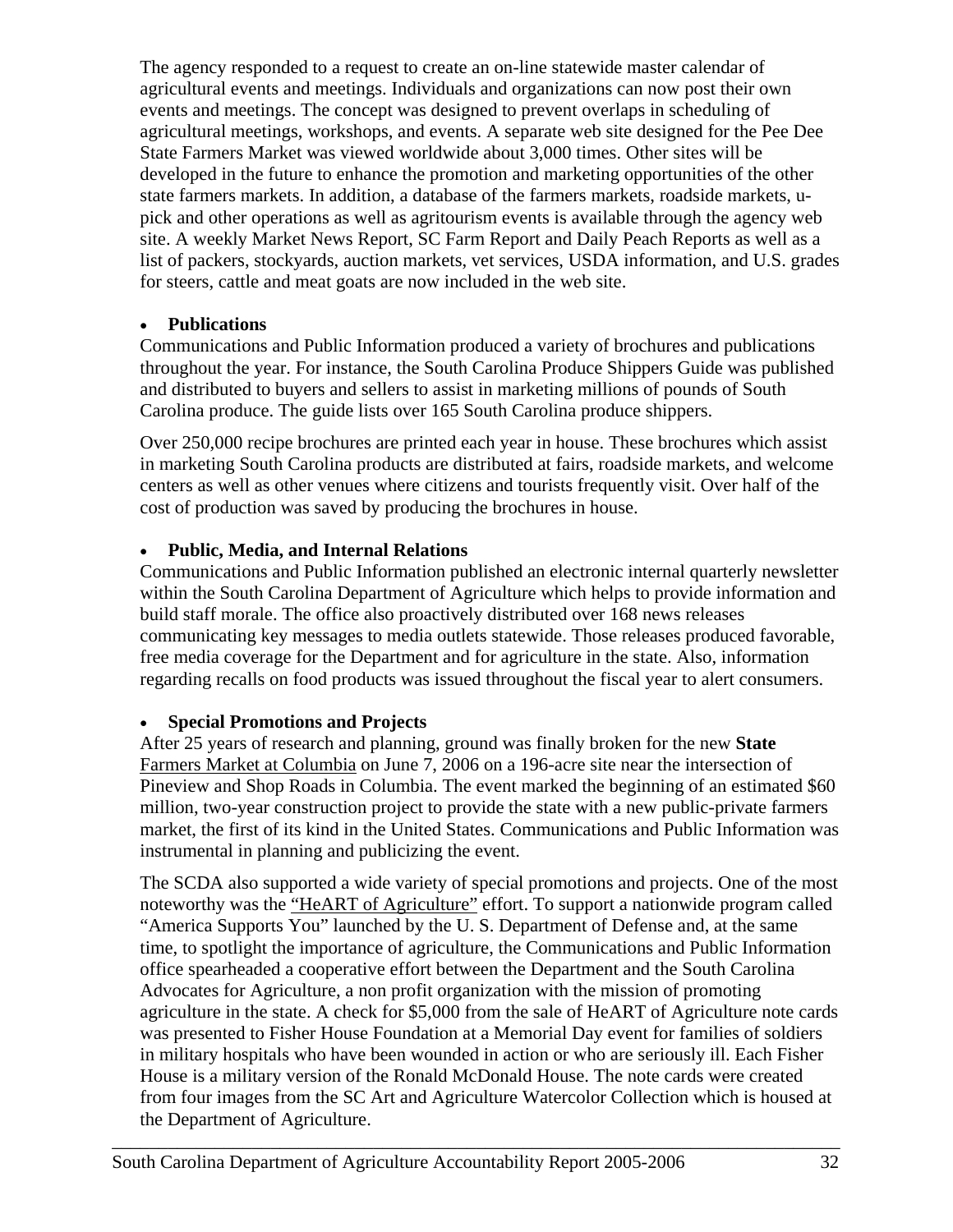The agency responded to a request to create an on-line statewide master calendar of agricultural events and meetings. Individuals and organizations can now post their own events and meetings. The concept was designed to prevent overlaps in scheduling of agricultural meetings, workshops, and events. A separate web site designed for the Pee Dee State Farmers Market was viewed worldwide about 3,000 times. Other sites will be developed in the future to enhance the promotion and marketing opportunities of the other state farmers markets. In addition, a database of the farmers markets, roadside markets, u-pick and other operations as well as agritourism events is available through the agency web site. A weekly Market News Report, SC Farm Report and Daily Peach Reports as well as a list of packers, stockyards, auction markets, vet services, USDA information, and U.S. grades for steers, cattle and meat goats are now included in the web site.

- **Publications**

Communications and Public Information produced a variety of brochures and publications throughout the year. For instance, the South Carolina Produce Shippers Guide was published and distributed to buyers and sellers to assist in marketing millions of pounds of South Carolina produce. The guide lists over 165 South Carolina produce shippers.

Over 250,000 recipe brochures are printed each year in house. These brochures which assist in marketing South Carolina products are distributed at fairs, roadside markets, and welcome centers as well as other venues where citizens and tourists frequently visit. Over half of the cost of production was saved by producing the brochures in house.

- **Public, Media, and Internal Relations**

Communications and Public Information published an electronic internal quarterly newsletter within the South Carolina Department of Agriculture which helps to provide information and build staff morale. The office also proactively distributed over 168 news releases communicating key messages to media outlets statewide. Those releases produced favorable, free media coverage for the Department and for agriculture in the state. Also, information regarding recalls on food products was issued throughout the fiscal year to alert consumers.

- **Special Promotions and Projects**

After 25 years of research and planning, ground was finally broken for the new **State** Farmers Market at Columbia on June 7, 2006 on a 196-acre site near the intersection of Pineview and Shop Roads in Columbia. The event marked the beginning of an estimated $60 million, two-year construction project to provide the state with a new public-private farmers market, the first of its kind in the United States. Communications and Public Information was instrumental in planning and publicizing the event.

The SCDA also supported a wide variety of special promotions and projects. One of the most noteworthy was the "HeART of Agriculture" effort. To support a nationwide program called "America Supports You" launched by the U. S. Department of Defense and, at the same time, to spotlight the importance of agriculture, the Communications and Public Information office spearheaded a cooperative effort between the Department and the South Carolina Advocates for Agriculture, a non profit organization with the mission of promoting agriculture in the state. A check for $5,000 from the sale of HeART of Agriculture note cards was presented to Fisher House Foundation at a Memorial Day event for families of soldiers in military hospitals who have been wounded in action or who are seriously ill. Each Fisher House is a military version of the Ronald McDonald House. The note cards were created from four images from the SC Art and Agriculture Watercolor Collection which is housed at the Department of Agriculture.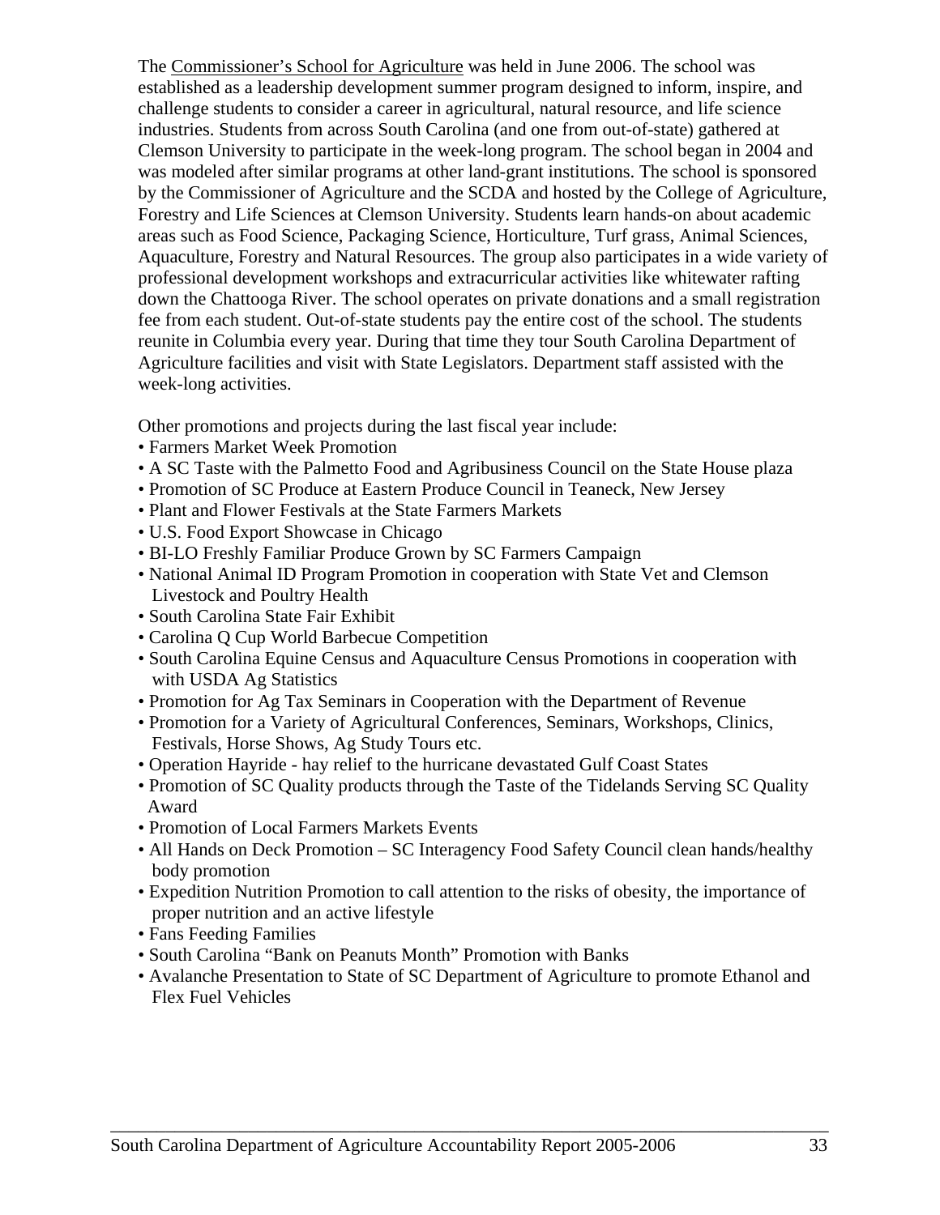The Commissioner's School for Agriculture was held in June 2006. The school was established as a leadership development summer program designed to inform, inspire, and challenge students to consider a career in agricultural, natural resource, and life science industries. Students from across South Carolina (and one from out-of-state) gathered at Clemson University to participate in the week-long program. The school began in 2004 and was modeled after similar programs at other land-grant institutions. The school is sponsored by the Commissioner of Agriculture and the SCDA and hosted by the College of Agriculture, Forestry and Life Sciences at Clemson University. Students learn hands-on about academic areas such as Food Science, Packaging Science, Horticulture, Turf grass, Animal Sciences, Aquaculture, Forestry and Natural Resources. The group also participates in a wide variety of professional development workshops and extracurricular activities like whitewater rafting down the Chattooga River. The school operates on private donations and a small registration fee from each student. Out-of-state students pay the entire cost of the school. The students reunite in Columbia every year. During that time they tour South Carolina Department of Agriculture facilities and visit with State Legislators. Department staff assisted with the week-long activities.

Other promotions and projects during the last fiscal year include:

- Farmers Market Week Promotion
- A SC Taste with the Palmetto Food and Agribusiness Council on the State House plaza
- Promotion of SC Produce at Eastern Produce Council in Teaneck, New Jersey
- Plant and Flower Festivals at the State Farmers Markets
- U.S. Food Export Showcase in Chicago
- BI-LO Freshly Familiar Produce Grown by SC Farmers Campaign
- National Animal ID Program Promotion in cooperation with State Vet and Clemson Livestock and Poultry Health
- South Carolina State Fair Exhibit
- Carolina Q Cup World Barbecue Competition
- South Carolina Equine Census and Aquaculture Census Promotions in cooperation with with USDA Ag Statistics
- Promotion for Ag Tax Seminars in Cooperation with the Department of Revenue
- Promotion for a Variety of Agricultural Conferences, Seminars, Workshops, Clinics, Festivals, Horse Shows, Ag Study Tours etc.
- Operation Hayride - hay relief to the hurricane devastated Gulf Coast States
- Promotion of SC Quality products through the Taste of the Tidelands Serving SC Quality Award
- Promotion of Local Farmers Markets Events
- All Hands on Deck Promotion – SC Interagency Food Safety Council clean hands/healthy body promotion
- Expedition Nutrition Promotion to call attention to the risks of obesity, the importance of proper nutrition and an active lifestyle
- Fans Feeding Families
- South Carolina "Bank on Peanuts Month" Promotion with Banks
- Avalanche Presentation to State of SC Department of Agriculture to promote Ethanol and Flex Fuel Vehicles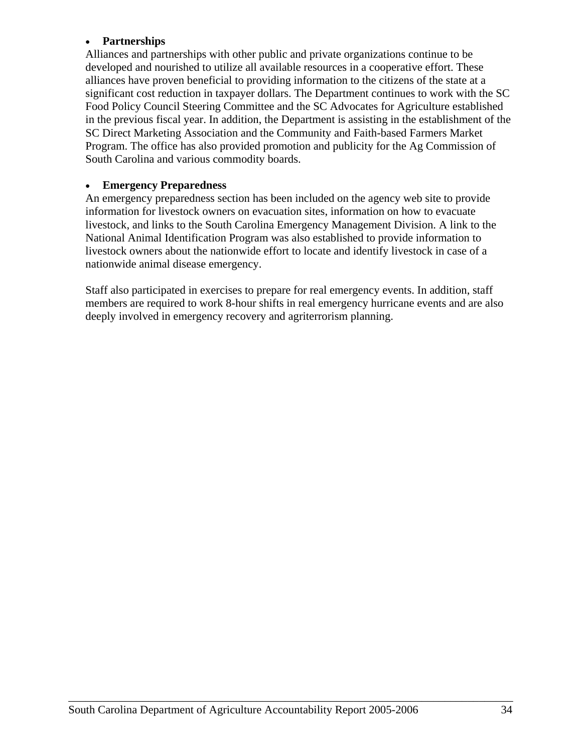- **Partnerships**

Alliances and partnerships with other public and private organizations continue to be developed and nourished to utilize all available resources in a cooperative effort. These alliances have proven beneficial to providing information to the citizens of the state at a significant cost reduction in taxpayer dollars. The Department continues to work with the SC Food Policy Council Steering Committee and the SC Advocates for Agriculture established in the previous fiscal year. In addition, the Department is assisting in the establishment of the SC Direct Marketing Association and the Community and Faith-based Farmers Market Program. The office has also provided promotion and publicity for the Ag Commission of South Carolina and various commodity boards.

- **Emergency Preparedness**

An emergency preparedness section has been included on the agency web site to provide information for livestock owners on evacuation sites, information on how to evacuate livestock, and links to the South Carolina Emergency Management Division. A link to the National Animal Identification Program was also established to provide information to livestock owners about the nationwide effort to locate and identify livestock in case of a nationwide animal disease emergency.

Staff also participated in exercises to prepare for real emergency events. In addition, staff members are required to work 8-hour shifts in real emergency hurricane events and are also deeply involved in emergency recovery and agriterrorism planning.